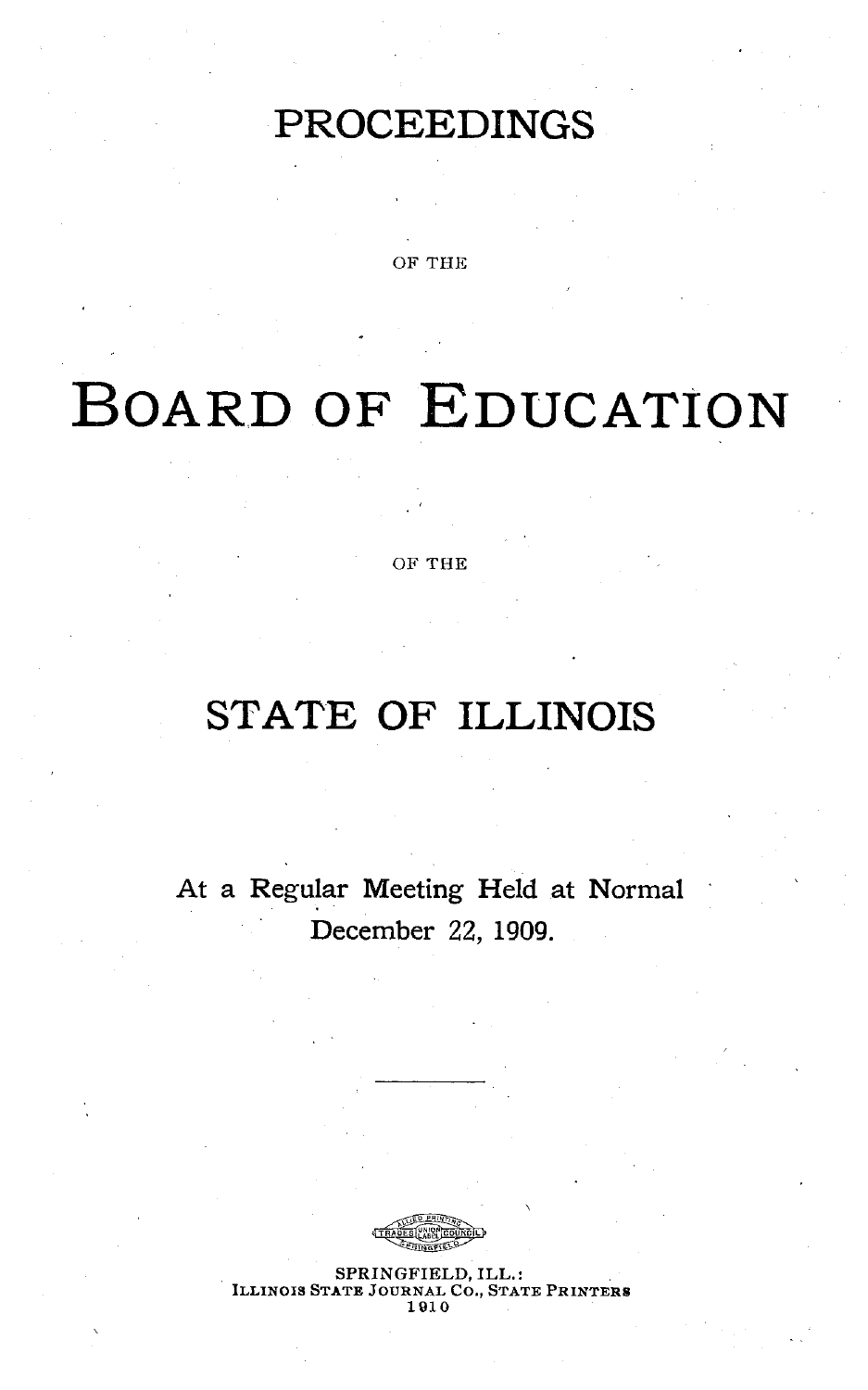# PROCEEDINGS

OF THE

# BOARD OF EDUCATION

OF THE

# STATE OF ILLINOIS

At a Regular Meeting Held at Normal
December 22, 1909.

---

SPRINGFIELD, ILL.:
ILLINOIS STATE JOURNAL CO., STATE PRINTERS
1910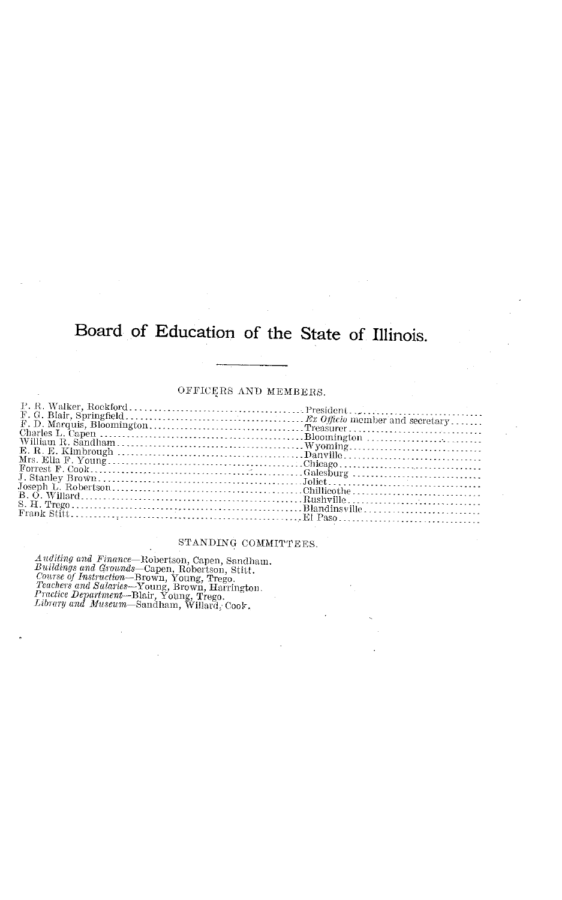# Board of Education of the State of Illinois.

## OFFICERS AND MEMBERS.

| | |
|---|---|
| P. R. Walker, Rockford | President |
| F. G. Blair, Springfield | *Ex Officio* member and secretary |
| F. D. Marquis, Bloomington | Treasurer |
| Charles L. Capen | Bloomington |
| William R. Sandham | Wyoming |
| E. R. E. Kimbrough | Danville |
| Mrs. Ella F. Young | Chicago |
| Forrest F. Cook | Galesburg |
| J. Stanley Brown | Joliet |
| Joseph L. Robertson | Chillicothe |
| B. O. Willard | Rushville |
| S. H. Trego | Blandinsville |
| Frank Stitt | El Paso |

## STANDING COMMITTEES.

*Auditing and Finance*—Robertson, Capen, Sandham.
*Buildings and Grounds*—Capen, Robertson, Stitt.
*Course of Instruction*—Brown, Young, Trego.
*Teachers and Salaries*—Young, Brown, Harrington.
*Practice Department*—Blair, Young, Trego.
*Library and Museum*—Sandham, Willard, Cook.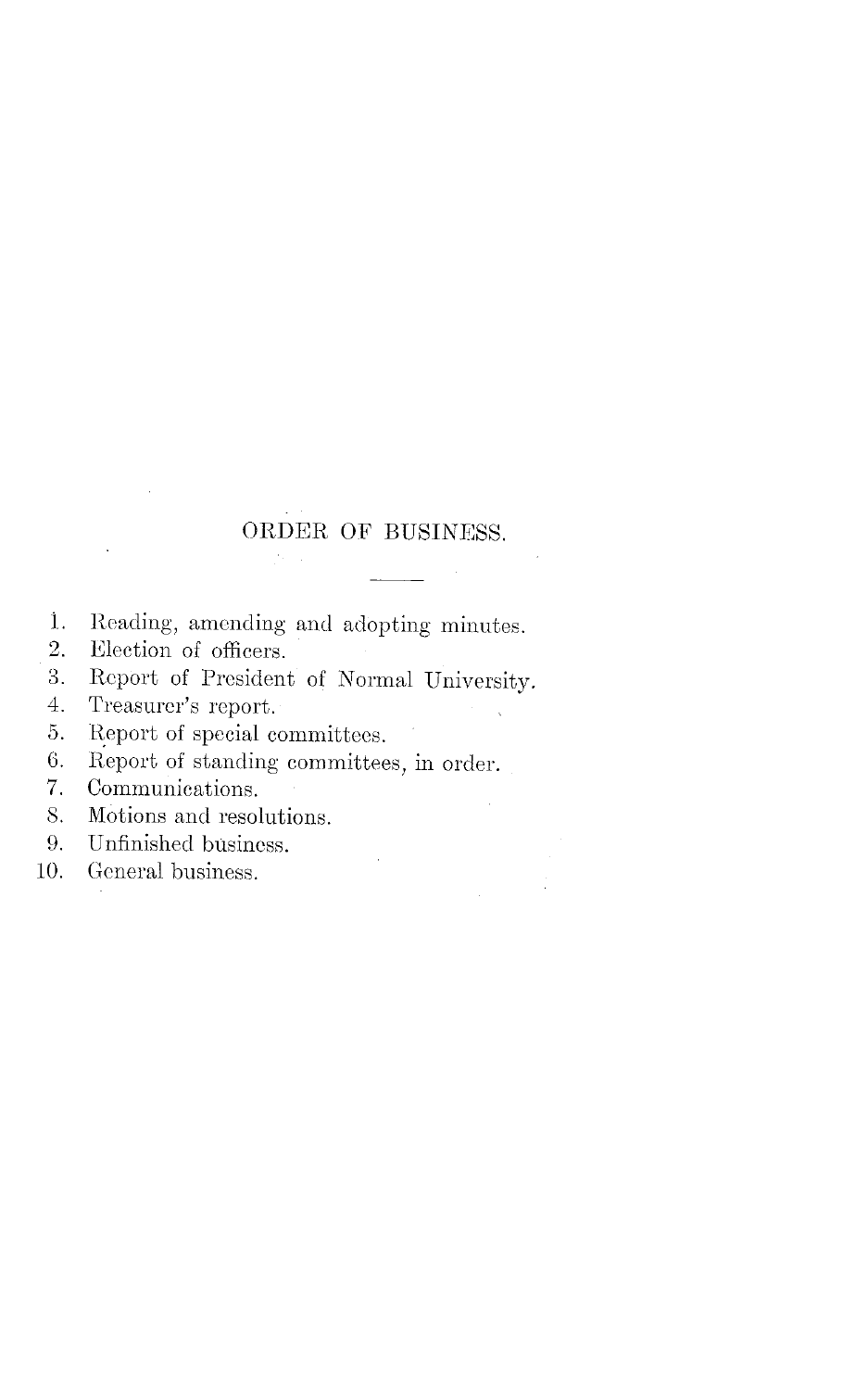# ORDER OF BUSINESS.

---

1. Reading, amending and adopting minutes.
2. Election of officers.
3. Report of President of Normal University.
4. Treasurer's report.
5. Report of special committees.
6. Report of standing committees, in order.
7. Communications.
8. Motions and resolutions.
9. Unfinished business.
10. General business.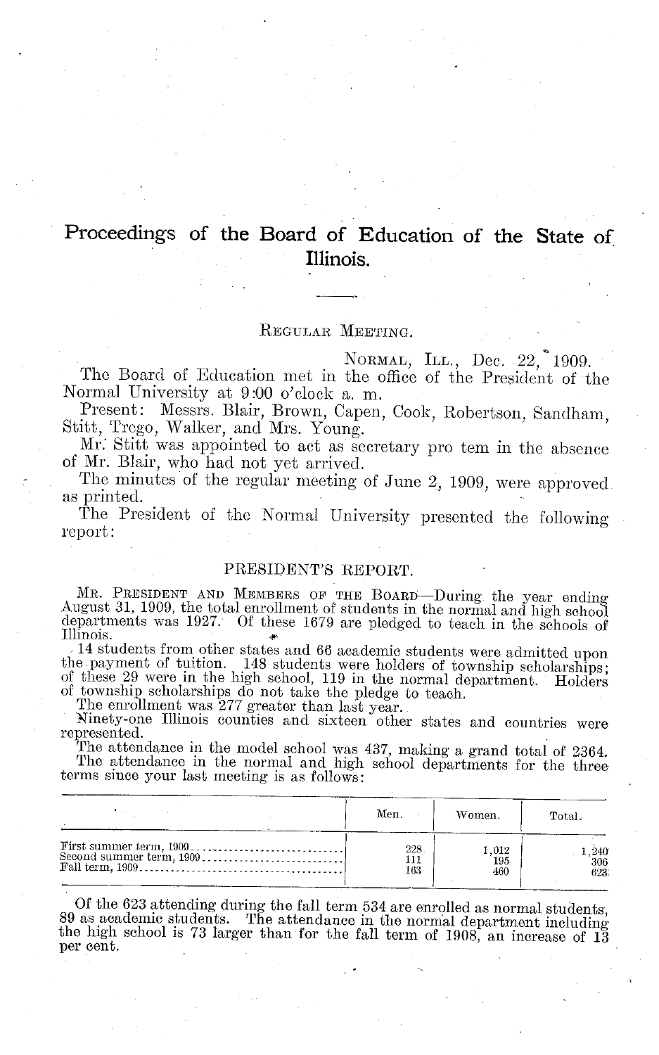# Proceedings of the Board of Education of the State of Illinois.

REGULAR MEETING.

NORMAL, ILL., Dec. 22, 1909.

The Board of Education met in the office of the President of the Normal University at 9:00 o'clock a. m.

Present: Messrs. Blair, Brown, Capen, Cook, Robertson, Sandham, Stitt, Trego, Walker, and Mrs. Young.

Mr. Stitt was appointed to act as secretary pro tem in the absence of Mr. Blair, who had not yet arrived.

The minutes of the regular meeting of June 2, 1909, were approved as printed.

The President of the Normal University presented the following report:

## PRESIDENT'S REPORT.

MR. PRESIDENT AND MEMBERS OF THE BOARD—During the year ending August 31, 1909, the total enrollment of students in the normal and high school departments was 1927. Of these 1679 are pledged to teach in the schools of Illinois.

14 students from other states and 66 academic students were admitted upon the payment of tuition. 148 students were holders of township scholarships; of these 29 were in the high school, 119 in the normal department. Holders of township scholarships do not take the pledge to teach.

The enrollment was 277 greater than last year.

Ninety-one Illinois counties and sixteen other states and countries were represented.

The attendance in the model school was 437, making a grand total of 2364.

The attendance in the normal and high school departments for the three terms since your last meeting is as follows:

| | Men. | Women. | Total. |
|---|---|---|---|
| First summer term, 1909 | 228 | 1,012 | 1,240 |
| Second summer term, 1909 | 111 | 195 | 306 |
| Fall term, 1909 | 163 | 460 | 623 |

Of the 623 attending during the fall term 534 are enrolled as normal students, 89 as academic students. The attendance in the normal department including the high school is 73 larger than for the fall term of 1908, an increase of 13 per cent.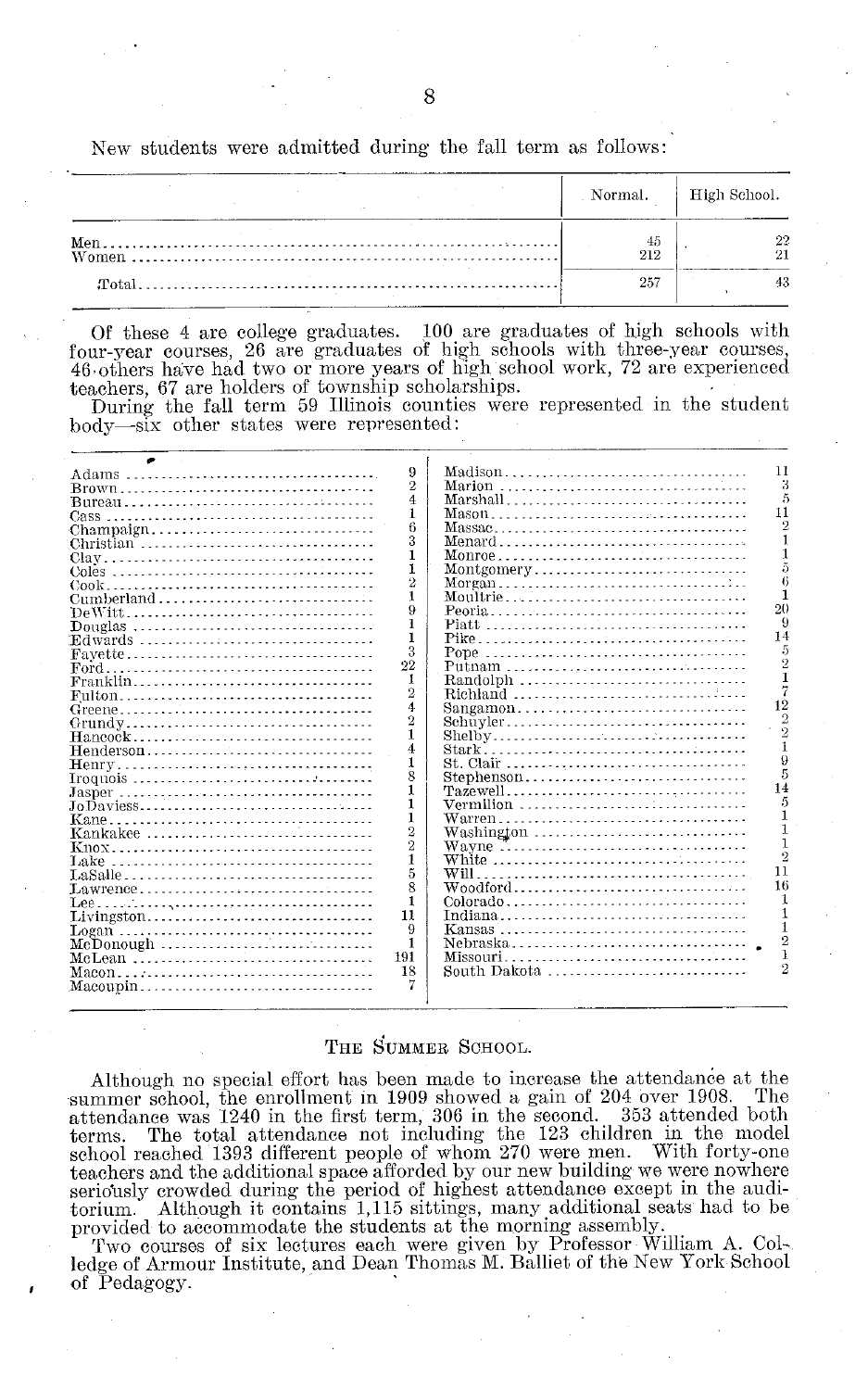New students were admitted during the fall term as follows:

| | Normal. | High School. |
|---|---|---|
| Men | 45 | 22 |
| Women | 212 | 21 |
| Total | 257 | 43 |

Of these 4 are college graduates. 100 are graduates of high schools with four-year courses, 26 are graduates of high schools with three-year courses, 46 others have had two or more years of high school work, 72 are experienced teachers, 67 are holders of township scholarships.

During the fall term 59 Illinois counties were represented in the student body—six other states were represented:

| | | | |
|---|---|---|---|
| Adams | 9 | Madison | 11 |
| Brown | 2 | Marion | 3 |
| Bureau | 4 | Marshall | 5 |
| Cass | 1 | Mason | 11 |
| Champaign | 6 | Massac | 2 |
| Christian | 3 | Menard | 1 |
| Clay | 1 | Monroe | 1 |
| Coles | 1 | Montgomery | 5 |
| Cook | 2 | Morgan | 6 |
| Cumberland | 1 | Moultrie | 1 |
| DeWitt | 9 | Peoria | 20 |
| Douglas | 1 | Piatt | 9 |
| Edwards | 1 | Pike | 14 |
| Fayette | 3 | Pope | 5 |
| Ford | 22 | Putnam | 2 |
| Franklin | 1 | Randolph | 1 |
| Fulton | 2 | Richland | 7 |
| Greene | 4 | Sangamon | 12 |
| Grundy | 2 | Schuyler | 2 |
| Hancock | 1 | Shelby | 2 |
| Henderson | 4 | Stark | 1 |
| Henry | 1 | St. Clair | 9 |
| Iroquois | 8 | Stephenson | 5 |
| Jasper | 1 | Tazewell | 14 |
| JoDaviess | 1 | Vermilion | 5 |
| Kane | 1 | Warren | 1 |
| Kankakee | 2 | Washington | 1 |
| Knox | 2 | Wayne | 1 |
| Lake | 1 | White | 2 |
| LaSalle | 5 | Will | 11 |
| Lawrence | 8 | Woodford | 16 |
| Lee | 1 | Colorado | 1 |
| Livingston | 11 | Indiana | 1 |
| Logan | 9 | Kansas | 1 |
| McDonough | 1 | Nebraska | 2 |
| McLean | 191 | Missouri | 1 |
| Macon | 18 | South Dakota | 2 |
| Macoupin | 7 | | |

## The Summer School.

Although no special effort has been made to increase the attendance at the summer school, the enrollment in 1909 showed a gain of 204 over 1908. The attendance was 1240 in the first term, 306 in the second. 353 attended both terms. The total attendance not including the 123 children in the model school reached 1393 different people of whom 270 were men. With forty-one teachers and the additional space afforded by our new building we were nowhere seriously crowded during the period of highest attendance except in the auditorium. Although it contains 1,115 sittings, many additional seats had to be provided to accommodate the students at the morning assembly.

Two courses of six lectures each were given by Professor William A. Colledge of Armour Institute, and Dean Thomas M. Balliet of the New York School of Pedagogy.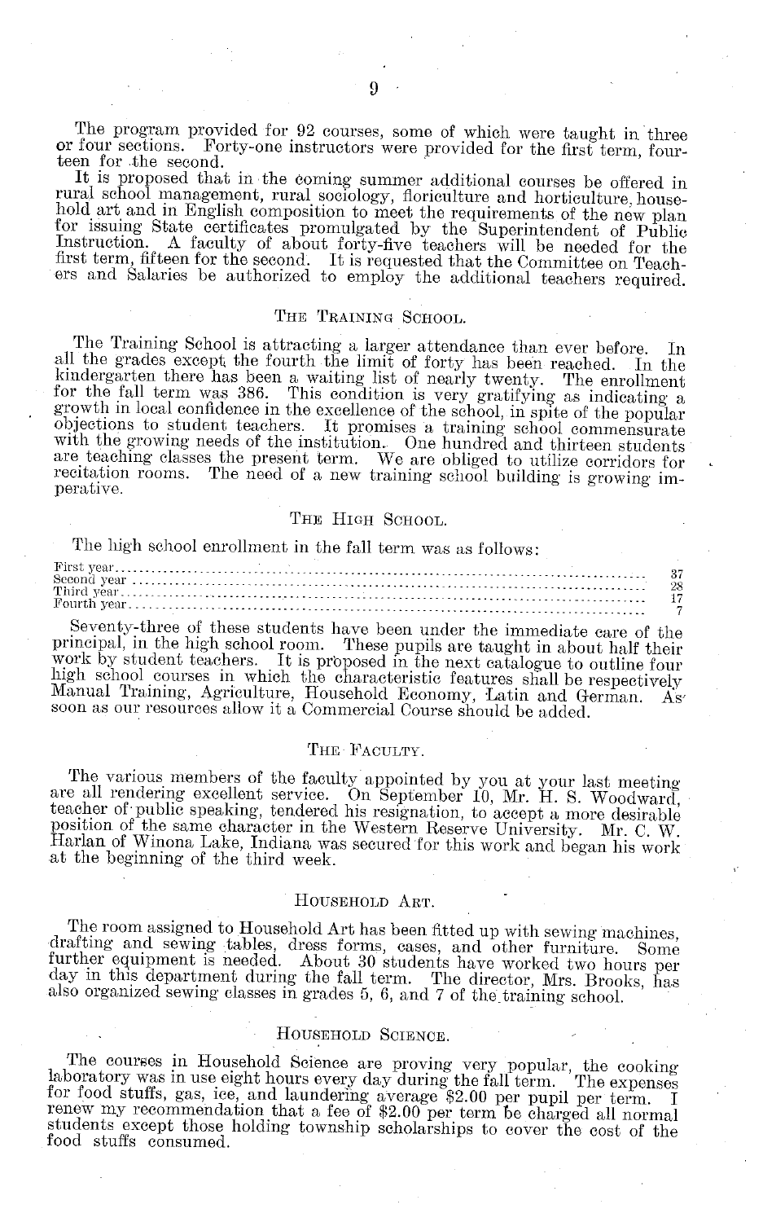The program provided for 92 courses, some of which were taught in three or four sections. Forty-one instructors were provided for the first term, fourteen for the second.

It is proposed that in the coming summer additional courses be offered in rural school management, rural sociology, floriculture and horticulture, household art and in English composition to meet the requirements of the new plan for issuing State certificates promulgated by the Superintendent of Public Instruction. A faculty of about forty-five teachers will be needed for the first term, fifteen for the second. It is requested that the Committee on Teachers and Salaries be authorized to employ the additional teachers required.

## The Training School.

The Training School is attracting a larger attendance than ever before. In all the grades except the fourth the limit of forty has been reached. In the kindergarten there has been a waiting list of nearly twenty. The enrollment for the fall term was 386. This condition is very gratifying as indicating a growth in local confidence in the excellence of the school, in spite of the popular objections to student teachers. It promises a training school commensurate with the growing needs of the institution. One hundred and thirteen students are teaching classes the present term. We are obliged to utilize corridors for recitation rooms. The need of a new training school building is growing imperative.

## The High School.

The high school enrollment in the fall term was as follows:

| | |
|---|---|
| First year | 37 |
| Second year | 28 |
| Third year | 17 |
| Fourth year | 7 |

Seventy-three of these students have been under the immediate care of the principal, in the high school room. These pupils are taught in about half their work by student teachers. It is proposed in the next catalogue to outline four high school courses in which the characteristic features shall be respectively Manual Training, Agriculture, Household Economy, Latin and German. As soon as our resources allow it a Commercial Course should be added.

## The Faculty.

The various members of the faculty appointed by you at your last meeting are all rendering excellent service. On September 10, Mr. H. S. Woodward, teacher of public speaking, tendered his resignation, to accept a more desirable position of the same character in the Western Reserve University. Mr. C. W. Harlan of Winona Lake, Indiana was secured for this work and began his work at the beginning of the third week.

## Household Art.

The room assigned to Household Art has been fitted up with sewing machines, drafting and sewing tables, dress forms, cases, and other furniture. Some further equipment is needed. About 30 students have worked two hours per day in this department during the fall term. The director, Mrs. Brooks, has also organized sewing classes in grades 5, 6, and 7 of the training school.

## Household Science.

The courses in Household Science are proving very popular, the cooking laboratory was in use eight hours every day during the fall term. The expenses for food stuffs, gas, ice, and laundering average $2.00 per pupil per term. I renew my recommendation that a fee of $2.00 per term be charged all normal students except those holding township scholarships to cover the cost of the food stuffs consumed.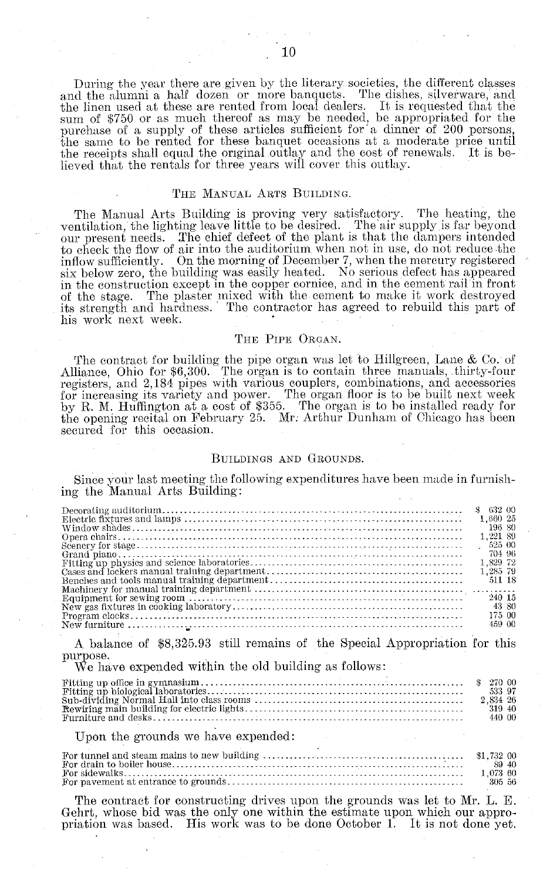During the year there are given by the literary societies, the different classes and the alumni a half dozen or more banquets. The dishes, silverware, and the linen used at these are rented from local dealers. It is requested that the sum of $750 or as much thereof as may be needed, be appropriated for the purchase of a supply of these articles sufficient for a dinner of 200 persons, the same to be rented for these banquet occasions at a moderate price until the receipts shall equal the original outlay and the cost of renewals. It is believed that the rentals for three years will cover this outlay.

## The Manual Arts Building.

The Manual Arts Building is proving very satisfactory. The heating, the ventilation, the lighting leave little to be desired. The air supply is far beyond our present needs. The chief defect of the plant is that the dampers intended to check the flow of air into the auditorium when not in use, do not reduce the inflow sufficiently. On the morning of December 7, when the mercury registered six below zero, the building was easily heated. No serious defect has appeared in the construction except in the copper cornice, and in the cement rail in front of the stage. The plaster mixed with the cement to make it work destroyed its strength and hardness. The contractor has agreed to rebuild this part of his work next week.

## The Pipe Organ.

The contract for building the pipe organ was let to Hillgreen, Lane & Co. of Alliance, Ohio for $6,300. The organ is to contain three manuals, thirty-four registers, and 2,184 pipes with various couplers, combinations, and accessories for increasing its variety and power. The organ floor is to be built next week by R. M. Huffington at a cost of $355. The organ is to be installed ready for the opening recital on February 25. Mr. Arthur Dunham of Chicago has been secured for this occasion.

## Buildings and Grounds.

Since your last meeting the following expenditures have been made in furnishing the Manual Arts Building:

| | |
|---|---|
| Decorating auditorium | $ 632 00 |
| Electric fixtures and lamps | 1,660 25 |
| Window shades | 196 80 |
| Opera chairs | 1,221 89 |
| Scenery for stage | 525 00 |
| Grand piano | 704 96 |
| Fitting up physics and science laboratories | 1,829 72 |
| Cases and lockers manual training department | 1,285 79 |
| Benches and tools manual training department | 511 18 |
| Machinery for manual training department | ......... |
| Equipment for sewing room | 240 15 |
| New gas fixtures in cooking laboratory | 43 80 |
| Program clocks | 175 00 |
| New furniture | 459 00 |

A balance of $8,325.93 still remains of the Special Appropriation for this purpose.

We have expended within the old building as follows:

| | |
|---|---|
| Fitting up office in gymnasium | $ 270 00 |
| Fitting up biological laboratories | 533 97 |
| Sub-dividing Normal Hall into class rooms | 2,834 26 |
| Rewiring main building for electric lights | 319 40 |
| Furniture and desks | 440 00 |

Upon the grounds we have expended:

| | |
|---|---|
| For tunnel and steam mains to new building | $1,732 00 |
| For drain to boiler house | 89 40 |
| For sidewalks | 1,073 60 |
| For pavement at entrance to grounds | 305 56 |

The contract for constructing drives upon the grounds was let to Mr. L. E. Gehrt, whose bid was the only one within the estimate upon which our appropriation was based. His work was to be done October 1. It is not done yet.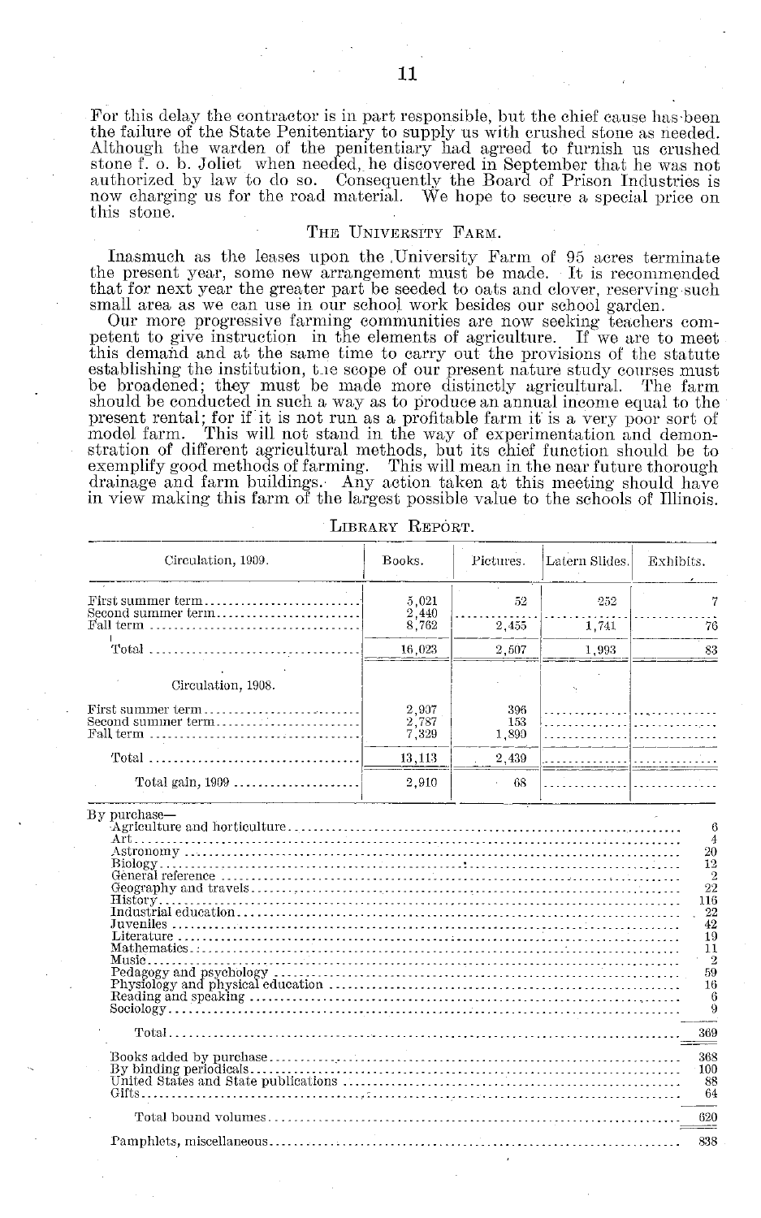For this delay the contractor is in part responsible, but the chief cause has been the failure of the State Penitentiary to supply us with crushed stone as needed. Although the warden of the penitentiary had agreed to furnish us crushed stone f. o. b. Joliet when needed, he discovered in September that he was not authorized by law to do so. Consequently the Board of Prison Industries is now charging us for the road material. We hope to secure a special price on this stone.

## The University Farm.

Inasmuch as the leases upon the University Farm of 95 acres terminate the present year, some new arrangement must be made. It is recommended that for next year the greater part be seeded to oats and clover, reserving such small area as we can use in our school work besides our school garden.

Our more progressive farming communities are now seeking teachers competent to give instruction in the elements of agriculture. If we are to meet this demand and at the same time to carry out the provisions of the statute establishing the institution, the scope of our present nature study courses must be broadened; they must be made more distinctly agricultural. The farm should be conducted in such a way as to produce an annual income equal to the present rental; for if it is not run as a profitable farm it is a very poor sort of model farm. This will not stand in the way of experimentation and demonstration of different agricultural methods, but its chief function should be to exemplify good methods of farming. This will mean in the near future thorough drainage and farm buildings. Any action taken at this meeting should have in view making this farm of the largest possible value to the schools of Illinois.

## Library Report.

| Circulation, 1909. | Books. | Pictures. | Latern Slides. | Exhibits. |
|---|---|---|---|---|
| First summer term | 5,021 | 52 | 252 | 7 |
| Second summer term | 2,440 | | | |
| Fall term | 8,762 | 2,455 | 1,741 | 76 |
| Total | 16,023 | 2,507 | 1,993 | 83 |
| Circulation, 1908. | | | | |
| First summer term | 2,907 | 396 | | |
| Second summer term | 2,787 | 153 | | |
| Fall term | 7,329 | 1,890 | | |
| Total | 13,113 | 2,439 | | |
| Total gain, 1909 | 2,910 | 68 | | |

| By purchase— | |
|---|---|
| Agriculture and horticulture | 6 |
| Art | 4 |
| Astronomy | 20 |
| Biology | 12 |
| General reference | 2 |
| Geography and travels | 22 |
| History | 116 |
| Industrial education | 22 |
| Juveniles | 42 |
| Literature | 19 |
| Mathematics | 11 |
| Music | 2 |
| Pedagogy and psychology | 59 |
| Physiology and physical education | 16 |
| Reading and speaking | 6 |
| Sociology | 9 |
| Total | 369 |
| Books added by purchase | 368 |
| By binding periodicals | 100 |
| United States and State publications | 88 |
| Gifts | 64 |
| Total bound volumes | 620 |
| Pamphlets, miscellaneous | 838 |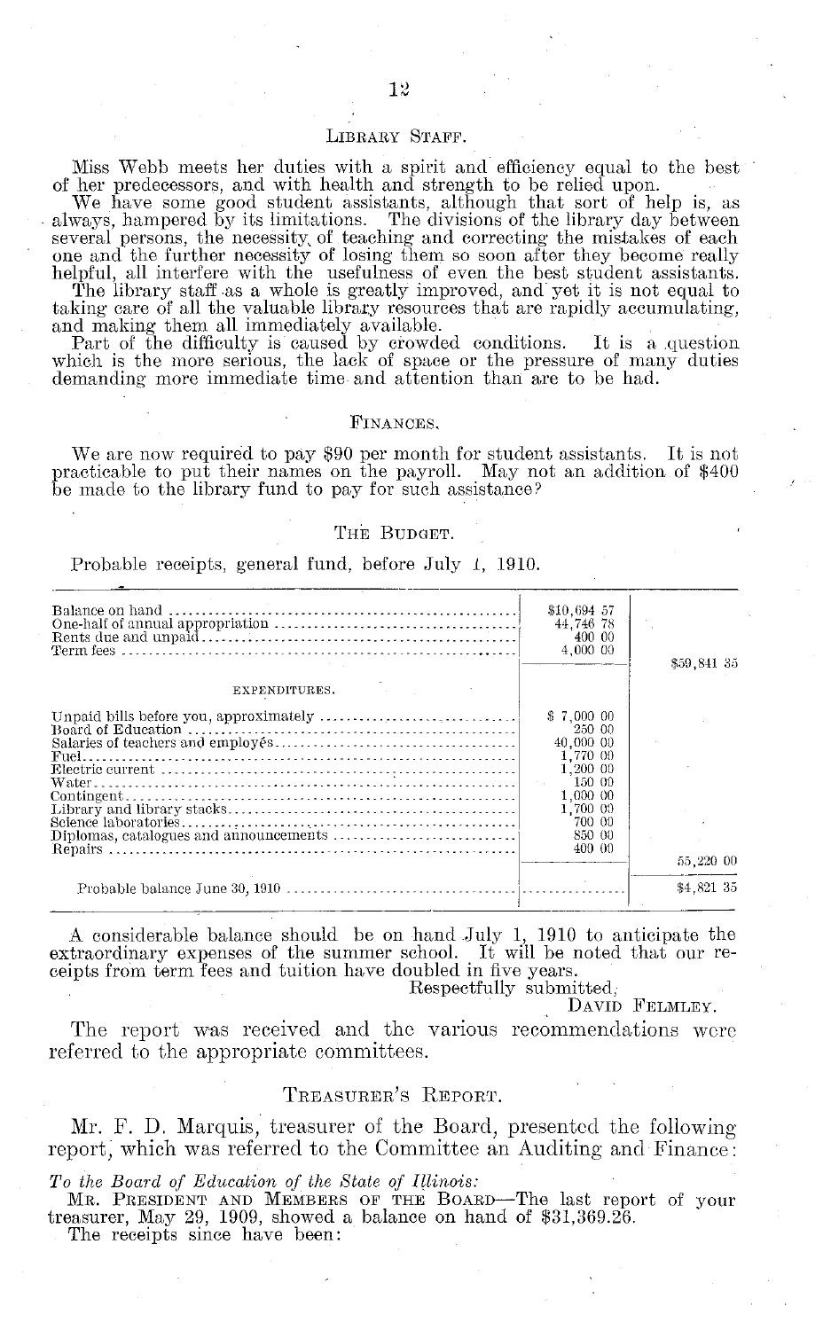### Library Staff.

Miss Webb meets her duties with a spirit and efficiency equal to the best of her predecessors, and with health and strength to be relied upon.

We have some good student assistants, although that sort of help is, as always, hampered by its limitations. The divisions of the library day between several persons, the necessity of teaching and correcting the mistakes of each one and the further necessity of losing them so soon after they become really helpful, all interfere with the usefulness of even the best student assistants.

The library staff as a whole is greatly improved, and yet it is not equal to taking care of all the valuable library resources that are rapidly accumulating, and making them all immediately available.

Part of the difficulty is caused by crowded conditions. It is a question which is the more serious, the lack of space or the pressure of many duties demanding more immediate time and attention than are to be had.

### Finances.

We are now required to pay $90 per month for student assistants. It is not practicable to put their names on the payroll. May not an addition of $400 be made to the library fund to pay for such assistance?

### The Budget.

Probable receipts, general fund, before July 1, 1910.

| | | |
|---|---|---|
| Balance on hand | $10,694 57 | |
| One-half of annual appropriation | 44,746 78 | |
| Rents due and unpaid | 400 00 | |
| Term fees | 4,000 00 | |
| | | $59,841 35 |
| EXPENDITURES. | | |
| Unpaid bills before you, approximately | $ 7,000 00 | |
| Board of Education | 250 00 | |
| Salaries of teachers and employés | 40,000 00 | |
| Fuel | 1,770 00 | |
| Electric current | 1,200 00 | |
| Water | 150 00 | |
| Contingent | 1,000 00 | |
| Library and library stacks | 1,700 00 | |
| Science laboratories | 700 00 | |
| Diplomas, catalogues and announcements | 850 00 | |
| Repairs | 400 00 | |
| | | 55,220 00 |
| Probable balance June 30, 1910 | | $4,821 35 |

A considerable balance should be on hand July 1, 1910 to anticipate the extraordinary expenses of the summer school. It will be noted that our receipts from term fees and tuition have doubled in five years.

Respectfully submitted,

David Felmley.

The report was received and the various recommendations were referred to the appropriate committees.

### Treasurer's Report.

Mr. F. D. Marquis, treasurer of the Board, presented the following report, which was referred to the Committee on Auditing and Finance:

*To the Board of Education of the State of Illinois:*

Mr. President and Members of the Board—The last report of your treasurer, May 29, 1909, showed a balance on hand of $31,369.26.

The receipts since have been: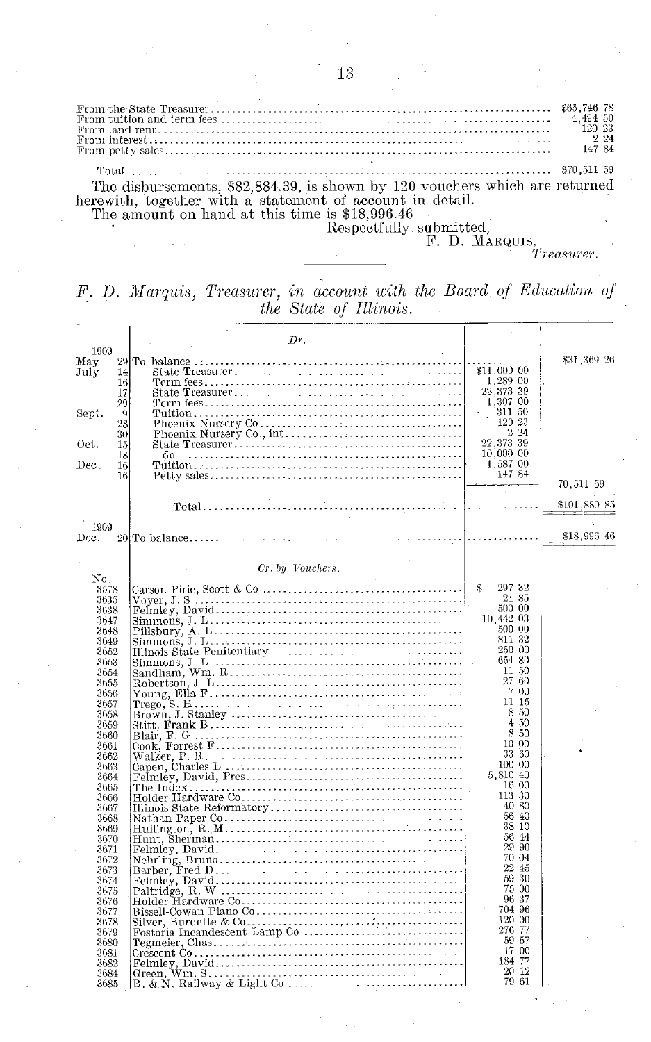| | |
|---|---|
| From the State Treasurer | $65,746 78 |
| From tuition and term fees | 4,494 50 |
| From land rent | 120 23 |
| From interest | 2 24 |
| From petty sales | 147 84 |
| Total | $70,511 59 |

The disbursements, $82,884.39, is shown by 120 vouchers which are returned herewith, together with a statement of account in detail.

The amount on hand at this time is $18,996.46

Respectfully submitted,

F. D. MARQUIS,

*Treasurer.*

---

## *F. D. Marquis, Treasurer, in account with the Board of Education of the State of Illinois.*

| Date | | *Dr.* | | |
|---|---|---|---|---|
| 1909 | | | | |
| May | 29 | To balance | | $31,369 26 |
| July | 14 | State Treasurer | $11,000 00 | |
| | 16 | Term fees | 1,289 00 | |
| | 17 | State Treasurer | 22,373 39 | |
| | 29 | Term fees | 1,307 00 | |
| Sept. | 9 | Tuition | 311 50 | |
| | 28 | Phoenix Nursery Co | 120 23 | |
| | 30 | Phoenix Nursery Co., int | 2 24 | |
| Oct. | 15 | State Treasurer | 22,373 39 | |
| | 18 | do | 10,000 00 | |
| Dec. | 16 | Tuition | 1,587 00 | |
| | 16 | Petty sales | 147 84 | |
| | | | | 70,511 59 |
| | | Total | | $101,880 85 |
| 1909 | | | | |
| Dec. | 20 | To balance | | $18,996 46 |

| No. | *Cr. by Vouchers.* | | |
|---|---|---|---|
| 3578 | Carson Pirie, Scott & Co | $ 297 32 | |
| 3635 | Voyer, J. S | 21 85 | |
| 3638 | Felmley, David | 500 00 | |
| 3647 | Simmons, J. L | 10,442 03 | |
| 3648 | Pillsbury, A. L | 500 00 | |
| 3649 | Simmons, J. L | 811 32 | |
| 3652 | Illinois State Penitentiary | 250 00 | |
| 3653 | Simmons, J. L | 654 80 | |
| 3654 | Sandham, Wm. R | 11 50 | |
| 3655 | Robertson, J. L | 27 60 | |
| 3656 | Young, Ella F | 7 00 | |
| 3657 | Trego, S. H | 11 15 | |
| 3658 | Brown, J. Stanley | 8 50 | |
| 3659 | Stitt, Frank B | 4 50 | |
| 3660 | Blair, F. G | 8 50 | |
| 3661 | Cook, Forrest F | 10 00 | |
| 3662 | Walker, P. R | 33 60 | |
| 3663 | Capen, Charles L | 100 00 | |
| 3664 | Felmley, David, Pres | 5,810 40 | |
| 3665 | The Index | 16 00 | |
| 3666 | Holder Hardware Co | 113 30 | |
| 3667 | Illinois State Reformatory | 40 80 | |
| 3668 | Nathan Paper Co | 56 40 | |
| 3669 | Huffington, R. M | 38 10 | |
| 3670 | Hunt, Sherman | 56 44 | |
| 3671 | Felmley, David | 29 90 | |
| 3672 | Nehrling, Bruno | 70 04 | |
| 3673 | Barber, Fred D | 22 45 | |
| 3674 | Felmley, David | 59 30 | |
| 3675 | Paltridge, R. W | 75 00 | |
| 3676 | Holder Hardware Co | 96 37 | |
| 3677 | Bissell-Cowan Piano Co | 704 96 | |
| 3678 | Silver, Burdette & Co | 120 00 | |
| 3679 | Fostoria Incandescent Lamp Co | 276 77 | |
| 3680 | Tegmeier, Chas | 59 57 | |
| 3681 | Crescent Co | 17 00 | |
| 3682 | Felmley, David | 184 77 | |
| 3684 | Green, Wm. S | 20 12 | |
| 3685 | B. & N. Railway & Light Co | 79 61 | |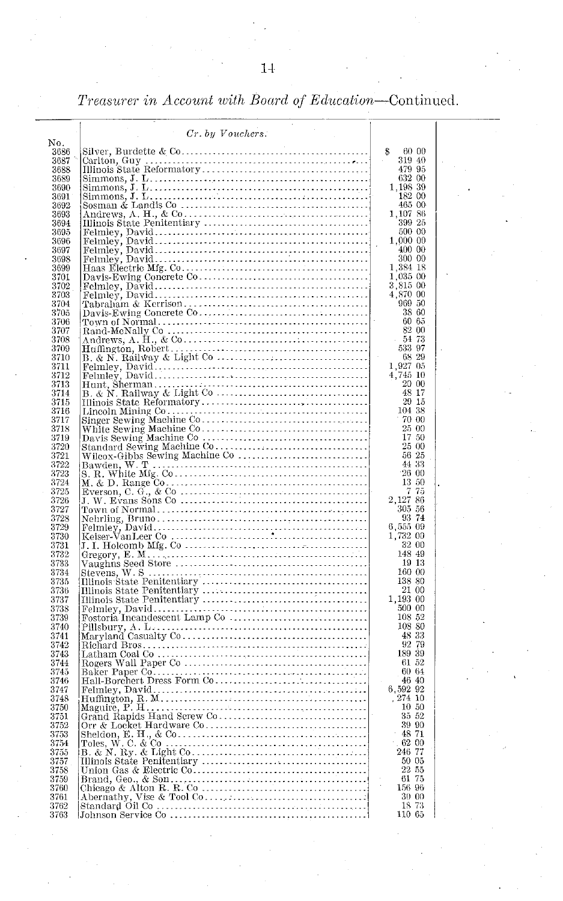*Treasurer in Account with Board of Education*—Continued.

| No. | *Cr. by Vouchers.* | |
|---|---|---|
| 3686 | Silver, Burdette & Co | $ 60 00 |
| 3687 | Carlton, Guy | 319 40 |
| 3688 | Illinois State Reformatory | 479 95 |
| 3689 | Simmons, J. L | 632 00 |
| 3690 | Simmons, J. L | 1,198 39 |
| 3691 | Simmons, J. L | 182 00 |
| 3692 | Sosman & Landis Co | 465 00 |
| 3693 | Andrews, A. H., & Co | 1,107 86 |
| 3694 | Illinois State Penitentiary | 399 25 |
| 3695 | Felmley, David | 500 00 |
| 3696 | Felmley, David | 1,000 00 |
| 3697 | Felmley, David | 400 00 |
| 3698 | Felmley, David | 300 00 |
| 3699 | Haas Electric Mfg. Co | 1,384 18 |
| 3701 | Davis-Ewing Concrete Co | 1,035 00 |
| 3702 | Felmley, David | 3,815 00 |
| 3703 | Felmley, David | 4,870 00 |
| 3704 | Tabraham & Kerrison | 969 50 |
| 3705 | Davis-Ewing Concrete Co | 38 60 |
| 3706 | Town of Normal | 60 65 |
| 3707 | Rand-McNally Co | 82 00 |
| 3708 | Andrews, A. H., & Co | 54 73 |
| 3709 | Huffington, Robert | 533 97 |
| 3710 | B. & N. Railway & Light Co | 68 29 |
| 3711 | Felmley, David | 1,927 05 |
| 3712 | Felmley, David | 4,745 10 |
| 3713 | Hunt, Sherman | 20 00 |
| 3714 | B. & N. Railway & Light Co | 48 17 |
| 3715 | Illinois State Reformatory | 29 15 |
| 3716 | Lincoln Mining Co | 104 38 |
| 3717 | Singer Sewing Machine Co | 70 00 |
| 3718 | White Sewing Machine Co | 25 00 |
| 3719 | Davis Sewing Machine Co | 17 50 |
| 3720 | Standard Sewing Machine Co | 25 00 |
| 3721 | Wilcox-Gibbs Sewing Machine Co | 56 25 |
| 3722 | Bawden, W. T | 44 33 |
| 3723 | S. R. White Mfg. Co | 26 00 |
| 3724 | M. & D. Range Co | 13 50 |
| 3725 | Everson, C. G., & Co | 7 75 |
| 3726 | J. W. Evans Sons Co | 2,127 86 |
| 3727 | Town of Normal | 305 56 |
| 3728 | Nehrling, Bruno | 93 74 |
| 3729 | Felmley, David | 6,555 09 |
| 3730 | Keiser-VanLeer Co | 1,732 00 |
| 3731 | J. I. Holcomb Mfg. Co | 32 00 |
| 3732 | Gregory, E. M | 148 49 |
| 3733 | Vaughns Seed Store | 19 13 |
| 3734 | Stevens, W. S | 160 00 |
| 3735 | Illinois State Penitentiary | 138 80 |
| 3736 | Illinois State Penitentiary | 21 00 |
| 3737 | Illinois State Penitentiary | 1,193 00 |
| 3738 | Felmley, David | 500 00 |
| 3739 | Fostoria Incandescent Lamp Co | 108 52 |
| 3740 | Pillsbury, A. L | 108 80 |
| 3741 | Maryland Casualty Co | 48 33 |
| 3742 | Richard Bros | 92 79 |
| 3743 | Latham Coal Co | 189 39 |
| 3744 | Rogers Wall Paper Co | 61 52 |
| 3745 | Baker Paper Co | 60 64 |
| 3746 | Hall-Borchert Dress Form Co | 46 40 |
| 3747 | Felmley, David | 6,592 92 |
| 3748 | Huffington, R. M | 274 10 |
| 3750 | Maguire, P. H | 10 50 |
| 3751 | Grand Rapids Hand Screw Co | 35 52 |
| 3752 | Orr & Locket Hardware Co | 39 90 |
| 3753 | Sheldon, E. H., & Co | 48 71 |
| 3754 | Toles, W. C. & Co | 62 00 |
| 3755 | B. & N. Ry. & Light Co | 246 77 |
| 3757 | Illinois State Penitentiary | 50 05 |
| 3758 | Union Gas & Electric Co | 22 55 |
| 3759 | Brand, Geo., & Son | 61 75 |
| 3760 | Chicago & Alton R. R. Co | 156 96 |
| 3761 | Abernathy, Vise & Tool Co | 30 00 |
| 3762 | Standard Oil Co | 18 73 |
| 3763 | Johnson Service Co | 110 65 |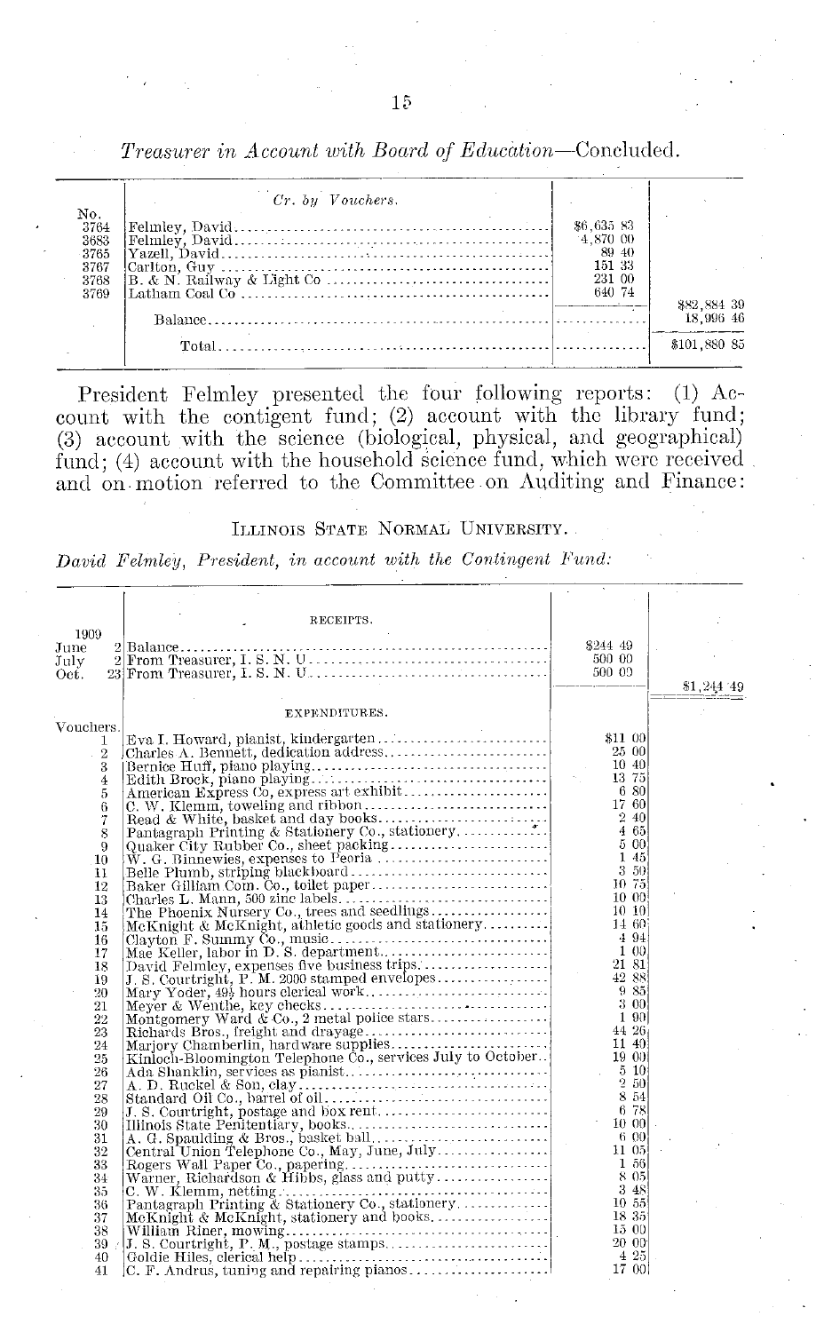*Treasurer in Account with Board of Education*—Concluded.

| No. | Cr. by Vouchers. | | |
|---|---|---|---|
| 3764 | Felmley, David | $6,635 83 | |
| 3683 | Felmley, David | 4,870 00 | |
| 3765 | Yazell, David | 89 40 | |
| 3767 | Carlton, Guy | 151 33 | |
| 3768 | B. & N. Railway & Light Co | 231 00 | |
| 3769 | Latham Coal Co | 640 74 | |
| | | | $82,884 39 |
| | Balance | | 18,996 46 |
| | Total | | $101,880 85 |

President Felmley presented the four following reports: (1) Account with the contigent fund; (2) account with the library fund; (3) account with the science (biological, physical, and geographical) fund; (4) account with the household science fund, which were received and on motion referred to the Committee on Auditing and Finance:

ILLINOIS STATE NORMAL UNIVERSITY.

*David Felmley, President, in account with the Contingent Fund:*

| | | RECEIPTS. | | |
|---|---|---|---|---|
| 1909 | | | | |
| June | 2 | Balance | $244 49 | |
| July | 2 | From Treasurer, I. S. N. U | 500 00 | |
| Oct. | 23 | From Treasurer, I. S. N. U | 500 00 | |
| | | | | $1,244 49 |
| | | EXPENDITURES. | | |
| Vouchers. | | | | |
| 1 | | Eva I. Howard, pianist, kindergarten | $11 00 | |
| 2 | | Charles A. Bennett, dedication address | 25 00 | |
| 3 | | Bernice Huff, piano playing | 10 40 | |
| 4 | | Edith Brock, piano playing | 13 75 | |
| 5 | | American Express Co, express art exhibit | 6 80 | |
| 6 | | C. W. Klemm, toweling and ribbon | 17 60 | |
| 7 | | Read & White, basket and day books | 2 40 | |
| 8 | | Pantagraph Printing & Stationery Co., stationery | 4 65 | |
| 9 | | Quaker City Rubber Co., sheet packing | 5 00 | |
| 10 | | W. G. Binnewies, expenses to Peoria | 1 45 | |
| 11 | | Belle Plumb, striping blackboard | 3 50 | |
| 12 | | Baker Gilliam Com. Co., toilet paper | 10 75 | |
| 13 | | Charles L. Mann, 500 zinc labels | 10 00 | |
| 14 | | The Phoenix Nursery Co., trees and seedlings | 10 10 | |
| 15 | | McKnight & McKnight, athletic goods and stationery | 14 60 | |
| 16 | | Clayton F. Summy Co., music | 4 94 | |
| 17 | | Mae Keller, labor in D. S. department | 1 00 | |
| 18 | | David Felmley, expenses five business trips | 21 81 | |
| 19 | | J. S. Courtright, P. M. 2000 stamped envelopes | 42 88 | |
| 20 | | Mary Yoder, 49½ hours clerical work | 9 85 | |
| 21 | | Meyer & Wenthe, key checks | 3 00 | |
| 22 | | Montgomery Ward & Co., 2 metal police stars | 1 90 | |
| 23 | | Richards Bros., freight and drayage | 44 26 | |
| 24 | | Marjory Chamberlin, hardware supplies | 11 40 | |
| 25 | | Kinloch-Bloomington Telephone Co., services July to October | 19 00 | |
| 26 | | Ada Shanklin, services as pianist | 5 10 | |
| 27 | | A. D. Ruckel & Son, clay | 2 50 | |
| 28 | | Standard Oil Co., barrel of oil | 8 54 | |
| 29 | | J. S. Courtright, postage and box rent | 6 78 | |
| 30 | | Illinois State Penitentiary, books | 10 00 | |
| 31 | | A. G. Spaulding & Bros., basket ball | 6 00 | |
| 32 | | Central Union Telephone Co., May, June, July | 11 05 | |
| 33 | | Rogers Wall Paper Co., papering | 1 56 | |
| 34 | | Warner, Richardson & Hibbs, glass and putty | 8 05 | |
| 35 | | C. W. Klemm, netting | 3 48 | |
| 36 | | Pantagraph Printing & Stationery Co., stationery | 10 55 | |
| 37 | | McKnight & McKnight, stationery and books | 18 35 | |
| 38 | | William Riner, mowing | 15 00 | |
| 39 | | J. S. Courtright, P. M., postage stamps | 20 00 | |
| 40 | | Goldie Hiles, clerical help | 4 25 | |
| 41 | | C. F. Andrus, tuning and repairing pianos | 17 00 | |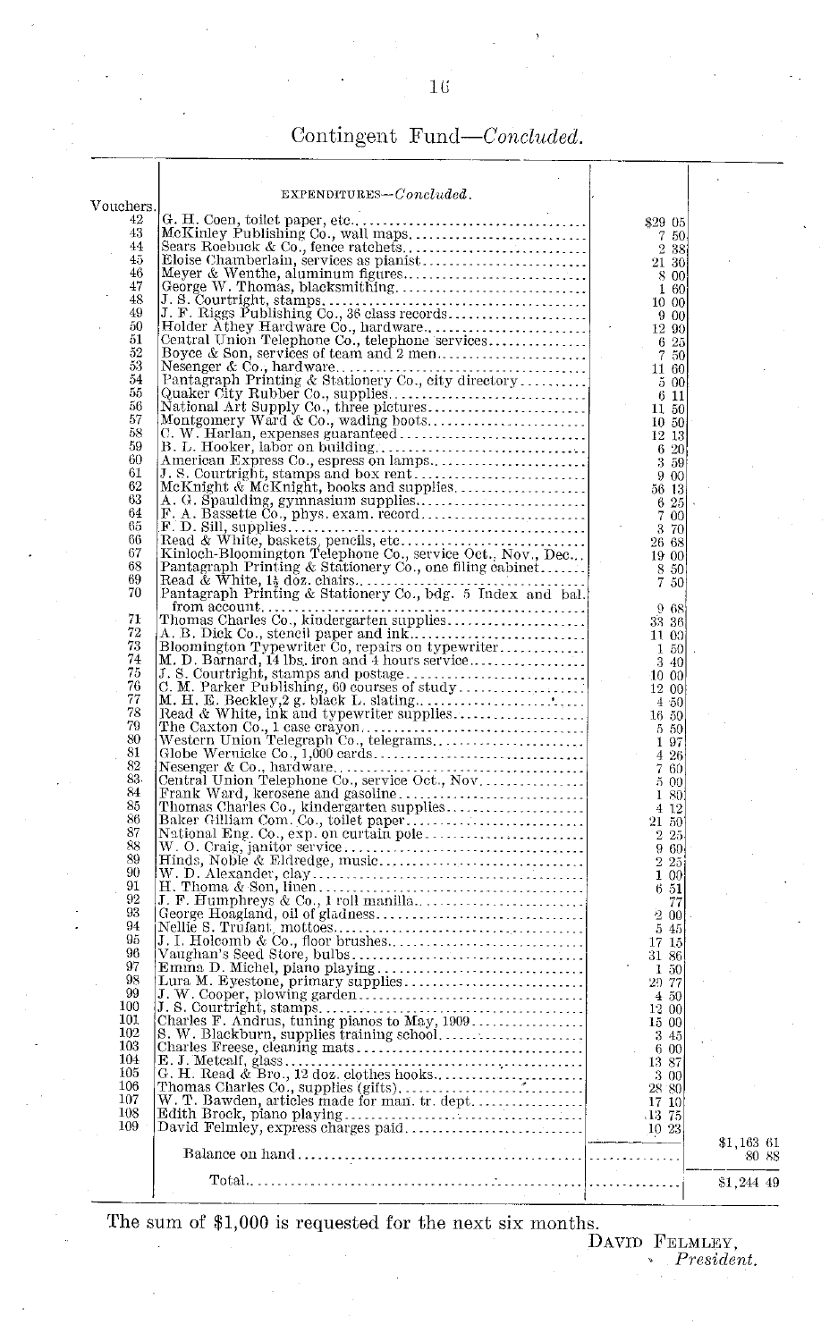## Contingent Fund—*Concluded.*

| Vouchers. | EXPENDITURES—*Concluded.* | | |
|---|---|---|---|
| 42 | G. H. Coen, toilet paper, etc. | $29 05 | |
| 43 | McKinley Publishing Co., wall maps | 7 50 | |
| 44 | Sears Roebuck & Co., fence ratchets | 2 38 | |
| 45 | Eloise Chamberlain, services as pianist | 21 30 | |
| 46 | Meyer & Wenthe, aluminum figures | 8 00 | |
| 47 | George W. Thomas, blacksmithing | 1 60 | |
| 48 | J. S. Courtright, stamps | 10 00 | |
| 49 | J. F. Riggs Publishing Co., 36 class records | 9 00 | |
| 50 | Holder Athey Hardware Co., hardware | 12 90 | |
| 51 | Central Union Telephone Co., telephone services | 6 25 | |
| 52 | Boyce & Son, services of team and 2 men | 7 50 | |
| 53 | Nesenger & Co., hardware | 11 60 | |
| 54 | Pantagraph Printing & Stationery Co., city directory | 5 00 | |
| 55 | Quaker City Rubber Co., supplies | 6 11 | |
| 56 | National Art Supply Co., three pictures | 11 50 | |
| 57 | Montgomery Ward & Co., wading boots | 10 50 | |
| 58 | C. W. Harlan, expenses guaranteed | 12 13 | |
| 59 | B. L. Hooker, labor on building | 6 20 | |
| 60 | American Express Co., espress on lamps | 3 59 | |
| 61 | J. S. Courtright, stamps and box rent | 9 00 | |
| 62 | McKnight & McKnight, books and supplies | 56 13 | |
| 63 | A. G. Spaulding, gymnasium supplies | 6 25 | |
| 64 | F. A. Bassette Co., phys. exam. record | 7 00 | |
| 65 | F. D. Sill, supplies | 3 70 | |
| 66 | Read & White, baskets, pencils, etc | 26 68 | |
| 67 | Kinloch-Bloomington Telephone Co., service Oct., Nov., Dec. | 19 00 | |
| 68 | Pantagraph Printing & Stationery Co., one filing cabinet | 8 50 | |
| 69 | Read & White, 1½ doz. chairs | 7 50 | |
| 70 | Pantagraph Printing & Stationery Co., bdg. 5 Index and bal. from account | 9 68 | |
| 71 | Thomas Charles Co., kindergarten supplies | 33 36 | |
| 72 | A. B. Dick Co., stencil paper and ink | 11 00 | |
| 73 | Bloomington Typewriter Co, repairs on typewriter | 1 50 | |
| 74 | M. D. Barnard, 14 lbs. iron and 4 hours service | 3 40 | |
| 75 | J. S. Courtright, stamps and postage | 10 00 | |
| 76 | C. M. Parker Publishing, 60 courses of study | 12 00 | |
| 77 | M. H. E. Beckley, 2 g. black L. slating | 4 50 | |
| 78 | Read & White, ink and typewriter supplies | 16 50 | |
| 79 | The Caxton Co., 1 case crayon | 5 50 | |
| 80 | Western Union Telegraph Co., telegrams | 1 97 | |
| 81 | Globe Wernicke Co., 1,000 cards | 4 26 | |
| 82 | Nesenger & Co., hardware | 7 60 | |
| 83 | Central Union Telephone Co., service Oct., Nov | 5 00 | |
| 84 | Frank Ward, kerosene and gasoline | 1 80 | |
| 85 | Thomas Charles Co., kindergarten supplies | 4 12 | |
| 86 | Baker Gilliam Com. Co., toilet paper | 21 50 | |
| 87 | National Eng. Co., exp. on curtain pole | 2 25 | |
| 88 | W. O. Craig, janitor service | 9 60 | |
| 89 | Hinds, Noble & Eldredge, music | 2 25 | |
| 90 | W. D. Alexander, clay | 1 00 | |
| 91 | H. Thoma & Son, linen | 6 51 | |
| 92 | J. F. Humphreys & Co., 1 roll manilla | 77 | |
| 93 | George Hoagland, oil of gladness | 2 00 | |
| 94 | Nellie S. Trufant, mottoes | 5 45 | |
| 95 | J. I. Holcomb & Co., floor brushes | 17 15 | |
| 96 | Vaughan's Seed Store, bulbs | 31 86 | |
| 97 | Emma D. Michel, piano playing | 1 50 | |
| 98 | Lura M. Eyestone, primary supplies | 29 77 | |
| 99 | J. W. Cooper, plowing garden | 4 50 | |
| 100 | J. S. Courtright, stamps | 12 00 | |
| 101 | Charles F. Andrus, tuning pianos to May, 1909 | 15 00 | |
| 102 | S. W. Blackburn, supplies training school | 3 45 | |
| 103 | Charles Freese, cleaning mats | 6 00 | |
| 104 | E. J. Metcalf, glass | 13 87 | |
| 105 | G. H. Read & Bro., 12 doz. clothes hooks | 3 00 | |
| 106 | Thomas Charles Co., supplies (gifts) | 28 80 | |
| 107 | W. T. Bawden, articles made for man. tr. dept | 17 10 | |
| 108 | Edith Brock, piano playing | 13 75 | |
| 109 | David Felmley, express charges paid | 10 23 | |
| | | | $1,163 61 |
| | Balance on hand | | 80 88 |
| | Total | | $1,244 49 |

The sum of $1,000 is requested for the next six months.

DAVID FELMLEY,
*President.*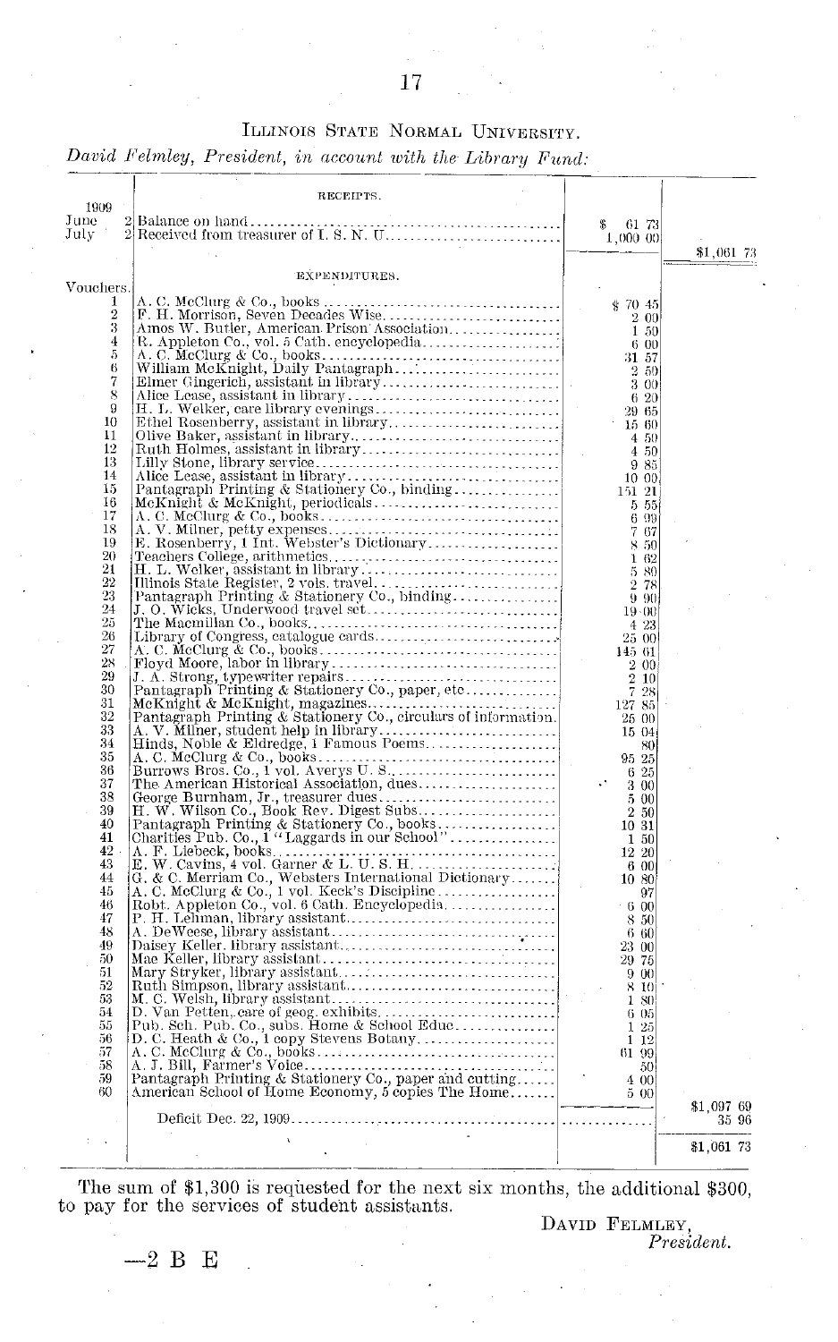Illinois State Normal University.

*David Felmley, President, in account with the Library Fund:*

| | RECEIPTS. | | |
|---|---|---|---|
| 1909 | | | |
| June 2 | Balance on hand | $ 61 73 | |
| July 2 | Received from treasurer of I. S. N. U. | 1,000 00 | |
| | | | $1,061 73 |
| | EXPENDITURES. | | |
| Vouchers. | | | |
| 1 | A. C. McClurg & Co., books | $ 70 45 | |
| 2 | F. H. Morrison, Seven Decades Wise | 2 00 | |
| 3 | Amos W. Butler, American Prison Association | 1 50 | |
| 4 | R. Appleton Co., vol. 5 Cath. encyclopedia | 6 00 | |
| 5 | A. C. McClurg & Co., books | 31 57 | |
| 6 | William McKnight, Daily Pantagraph | 2 50 | |
| 7 | Elmer Gingerich, assistant in library | 3 00 | |
| 8 | Alice Lease, assistant in library | 6 20 | |
| 9 | H. L. Welker, care library evenings | 29 65 | |
| 10 | Ethel Rosenberry, assistant in library | 15 60 | |
| 11 | Olive Baker, assistant in library | 4 50 | |
| 12 | Ruth Holmes, assistant in library | 4 50 | |
| 13 | Lilly Stone, library service | 9 85 | |
| 14 | Alice Lease, assistant in library | 10 00 | |
| 15 | Pantagraph Printing & Stationery Co., binding | 151 21 | |
| 16 | McKnight & McKnight, periodicals | 5 55 | |
| 17 | A. C. McClurg & Co., books | 6 99 | |
| 18 | A. V. Milner, petty expenses | 7 67 | |
| 19 | E. Rosenberry, 1 Int. Webster's Dictionary | 8 50 | |
| 20 | Teachers College, arithmetics | 1 62 | |
| 21 | H. L. Welker, assistant in library | 5 80 | |
| 22 | Illinois State Register, 2 vols. travel | 2 78 | |
| 23 | Pantagraph Printing & Stationery Co., binding | 9 90 | |
| 24 | J. O. Wicks, Underwood travel set | 19 00 | |
| 25 | The Macmillan Co., books | 4 23 | |
| 26 | Library of Congress, catalogue cards | 25 00 | |
| 27 | A. C. McClurg & Co., books | 145 61 | |
| 28 | Floyd Moore, labor in library | 2 00 | |
| 29 | J. A. Strong, typewriter repairs | 2 10 | |
| 30 | Pantagraph Printing & Stationery Co., paper, etc | 7 28 | |
| 31 | McKnight & McKnight, magazines | 127 85 | |
| 32 | Pantagraph Printing & Stationery Co., circulars of information | 25 00 | |
| 33 | A. V. Milner, student help in library | 15 04 | |
| 34 | Hinds, Noble & Eldredge, 1 Famous Poems | 80 | |
| 35 | A. C. McClurg & Co., books | 95 25 | |
| 36 | Burrows Bros. Co., 1 vol. Averys U. S. | 6 25 | |
| 37 | The American Historical Association, dues | 3 00 | |
| 38 | George Burnham, Jr., treasurer dues | 5 00 | |
| 39 | H. W. Wilson Co., Book Rev. Digest Subs | 2 50 | |
| 40 | Pantagraph Printing & Stationery Co., books | 10 31 | |
| 41 | Charities Pub. Co., 1 "Laggards in our School" | 1 50 | |
| 42 | A. F. Liebeck, books | 12 20 | |
| 43 | E. W. Cavins, 4 vol. Garner & L. U. S. H. | 6 00 | |
| 44 | G. & C. Merriam Co., Websters International Dictionary | 10 80 | |
| 45 | A. C. McClurg & Co., 1 vol. Keck's Discipline | 97 | |
| 46 | Robt. Appleton Co., vol. 6 Cath. Encyclopedia | 6 00 | |
| 47 | P. H. Lehman, library assistant | 8 50 | |
| 48 | A. DeWeese, library assistant | 6 60 | |
| 49 | Daisey Keller, library assistant | 23 00 | |
| 50 | Mae Keller, library assistant | 29 75 | |
| 51 | Mary Stryker, library assistant | 9 00 | |
| 52 | Ruth Simpson, library assistant | 8 10 | |
| 53 | M. C. Welsh, library assistant | 1 80 | |
| 54 | D. Van Petten, care of geog. exhibits | 6 05 | |
| 55 | Pub. Sch. Pub. Co., subs. Home & School Educ. | 1 25 | |
| 56 | D. C. Heath & Co., 1 copy Stevens Botany | 1 12 | |
| 57 | A. C. McClurg & Co., books | 61 99 | |
| 58 | A. J. Bill, Farmer's Voice | 50 | |
| 59 | Pantagraph Printing & Stationery Co., paper and cutting | 4 00 | |
| 60 | American School of Home Economy, 5 copies The Home | 5 00 | |
| | | | $1,097 69 |
| | Deficit Dec. 22, 1909 | | 35 96 |
| | | | $1,061 73 |

The sum of $1,300 is requested for the next six months, the additional $300, to pay for the services of student assistants.

David Felmley,
*President.*

—2 B E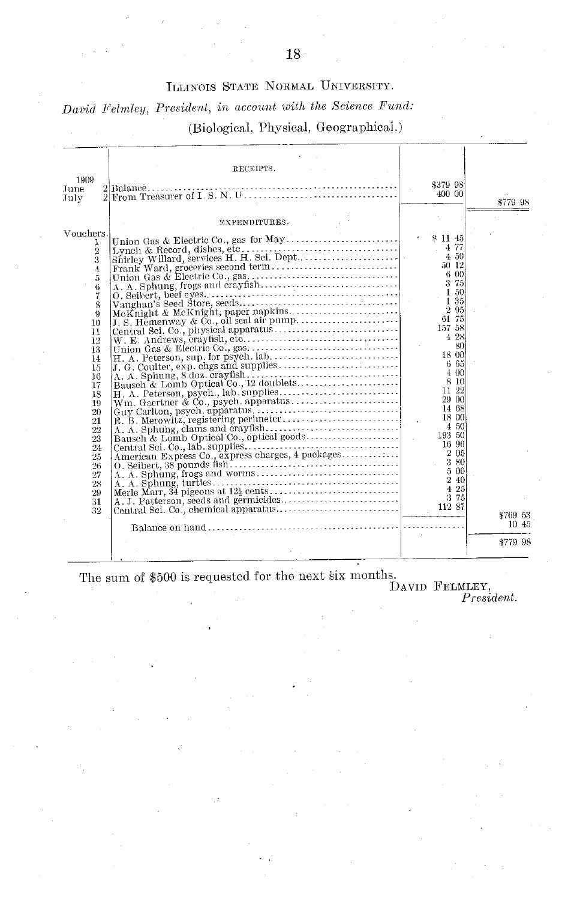# Illinois State Normal University.

*David Felmley, President, in account with the Science Fund:*

(Biological, Physical, Geographical.)

| | RECEIPTS. | | |
|---|---|---|---|
| 1909 June 2 | Balance | $379 98 | |
| July 2 | From Treasurer of I. S. N. U | 400 00 | |
| | | | $779 98 |
| | EXPENDITURES. | | |
| Vouchers. 1 | Union Gas & Electric Co., gas for May | $ 11 45 | |
| 2 | Lynch & Record, dishes, etc | 4 77 | |
| 3 | Shirley Willard, services H. H. Sci. Dept | 4 50 | |
| 4 | Frank Ward, groceries second term | 50 12 | |
| 5 | Union Gas & Electric Co., gas | 6 00 | |
| 6 | A. A. Sphung, frogs and crayfish | 3 75 | |
| 7 | O. Seibert, beef eyes | 1 50 | |
| 8 | Vaughan's Seed Store, seeds | 1 35 | |
| 9 | McKnight & McKnight, paper napkins | 2 95 | |
| 10 | J. S. Hemenway & Co., oil seal air pump | 61 75 | |
| 11 | Central Sci. Co., physical apparatus | 157 58 | |
| 12 | W. E. Andrews, crayfish, etc | 4 28 | |
| 13 | Union Gas & Electric Co., gas | 80 | |
| 14 | H. A. Peterson, sup. for psych. lab | 18 00 | |
| 15 | J. G. Coulter, exp. chgs and supplies | 6 65 | |
| 16 | A. A. Sphung, 8 doz. crayfish | 4 00 | |
| 17 | Bausch & Lomb Optical Co., 12 doublets | 8 10 | |
| 18 | H. A. Peterson, psych., lab. supplies | 11 22 | |
| 19 | Wm. Gaertner & Co., psych. apparatus | 29 00 | |
| 20 | Guy Carlton, psych. apparatus | 14 68 | |
| 21 | E. B. Merowitz, registering perimeter | 18 00 | |
| 22 | A. A. Sphung, clams and crayfish | 4 50 | |
| 23 | Bausch & Lomb Optical Co., optical goods | 193 50 | |
| 24 | Central Sci. Co., lab. supplies | 16 96 | |
| 25 | American Express Co., express charges, 4 packages | 2 05 | |
| 26 | O. Seibert, 38 pounds fish | 3 80 | |
| 27 | A. A. Sphung, frogs and worms | 5 00 | |
| 28 | A. A. Sphung, turtles | 2 40 | |
| 29 | Merle Marr, 34 pigeons at 12½ cents | 4 25 | |
| 31 | A. J. Patterson, seeds and germicides | 3 75 | |
| 32 | Central Sci. Co., chemical apparatus | 112 87 | |
| | | | $769 53 |
| | Balance on hand | | 10 45 |
| | | | $779 98 |

The sum of $500 is requested for the next six months.

DAVID FELMLEY,
*President.*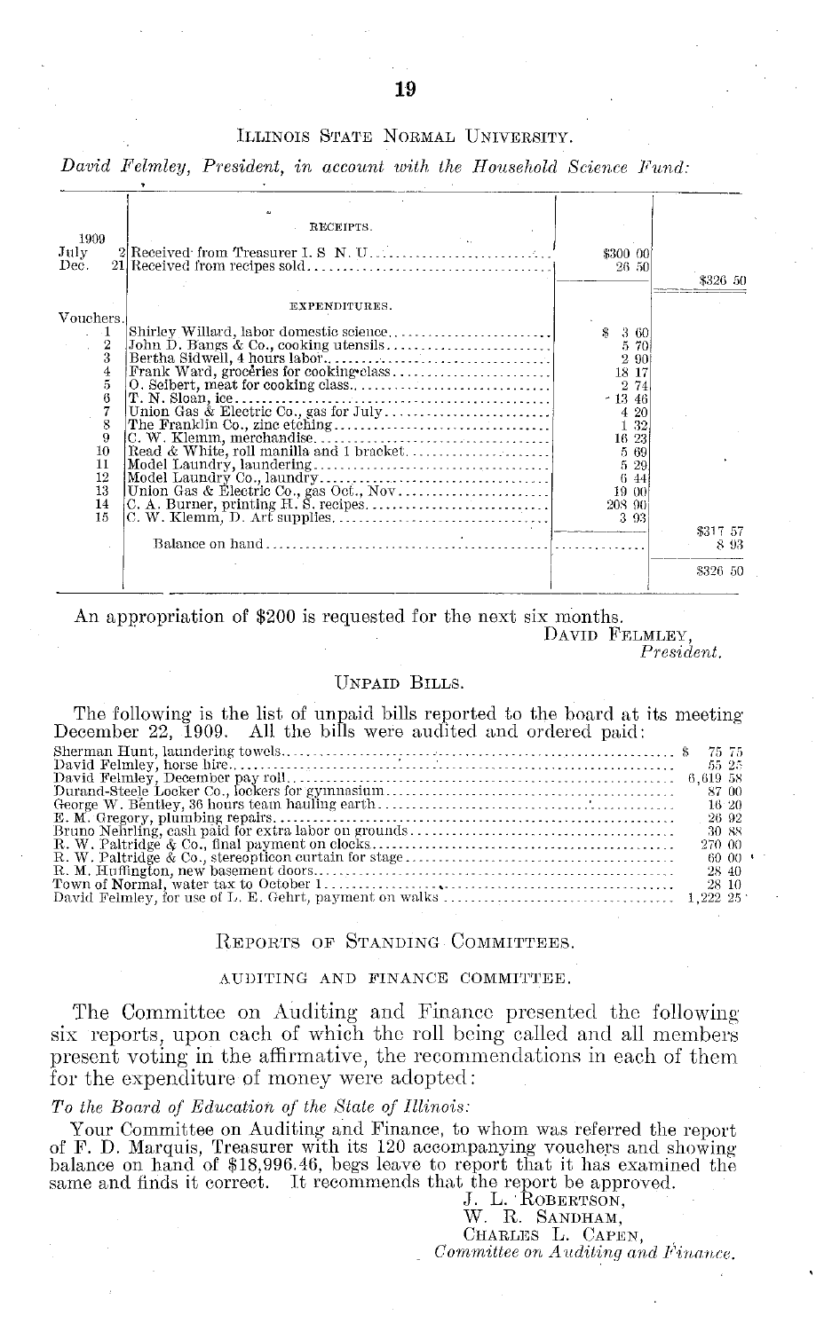## Illinois State Normal University.

*David Felmley, President, in account with the Household Science Fund:*

| | | | | |
|---|---|---|---|---|
| | | RECEIPTS. | | |
| 1909 | | | | |
| July | 2 | Received from Treasurer I. S. N. U. | $300 00 | |
| Dec. | 21 | Received from recipes sold | 26 50 | |
| | | | | $326 50 |
| | | EXPENDITURES. | | |
| Vouchers. | | | | |
| | 1 | Shirley Willard, labor domestic science | $ 3 60 | |
| | 2 | John D. Bangs & Co., cooking utensils | 5 70 | |
| | 3 | Bertha Sidwell, 4 hours labor | 2 90 | |
| | 4 | Frank Ward, groceries for cooking class | 18 17 | |
| | 5 | O. Seibert, meat for cooking class | 2 74 | |
| | 6 | T. N. Sloan, ice | 13 46 | |
| | 7 | Union Gas & Electric Co., gas for July | 4 20 | |
| | 8 | The Franklin Co., zinc etching | 1 32 | |
| | 9 | C. W. Klemm, merchandise | 16 23 | |
| | 10 | Read & White, roll manilla and 1 bracket | 5 69 | |
| | 11 | Model Laundry, laundering | 5 29 | |
| | 12 | Model Laundry Co., laundry | 6 44 | |
| | 13 | Union Gas & Electric Co., gas Oct., Nov | 19 00 | |
| | 14 | C. A. Burner, printing H. S. recipes | 208 90 | |
| | 15 | C. W. Klemm, D. Art supplies | 3 93 | |
| | | | | $317 57 |
| | | Balance on hand | | 8 93 |
| | | | | $326 50 |

An appropriation of $200 is requested for the next six months.

DAVID FELMLEY,
*President.*

## Unpaid Bills.

The following is the list of unpaid bills reported to the board at its meeting December 22, 1909. All the bills were audited and ordered paid:

| | |
|---|---|
| Sherman Hunt, laundering towels | $ 75 75 |
| David Felmley, horse hire | 55 25 |
| David Felmley, December pay roll | 6,619 58 |
| Durand-Steele Locker Co., lockers for gymnasium | 87 00 |
| George W. Bentley, 36 hours team hauling earth | 16 20 |
| E. M. Gregory, plumbing repairs | 26 92 |
| Bruno Nehrling, cash paid for extra labor on grounds | 30 88 |
| R. W. Paltridge & Co., final payment on clocks | 270 00 |
| R. W. Paltridge & Co., stereopticon curtain for stage | 60 00 |
| R. M. Huffington, new basement doors | 28 40 |
| Town of Normal, water tax to October 1 | 28 10 |
| David Felmley, for use of L. E. Gehrt, payment on walks | 1,222 25 |

## Reports of Standing Committees.

### Auditing and Finance Committee.

The Committee on Auditing and Finance presented the following six reports, upon each of which the roll being called and all members present voting in the affirmative, the recommendations in each of them for the expenditure of money were adopted:

*To the Board of Education of the State of Illinois:*

Your Committee on Auditing and Finance, to whom was referred the report of F. D. Marquis, Treasurer with its 120 accompanying vouchers and showing balance on hand of $18,996.46, begs leave to report that it has examined the same and finds it correct. It recommends that the report be approved.

J. L. ROBERTSON,
W. R. SANDHAM,
CHARLES L. CAPEN,
*Committee on Auditing and Finance.*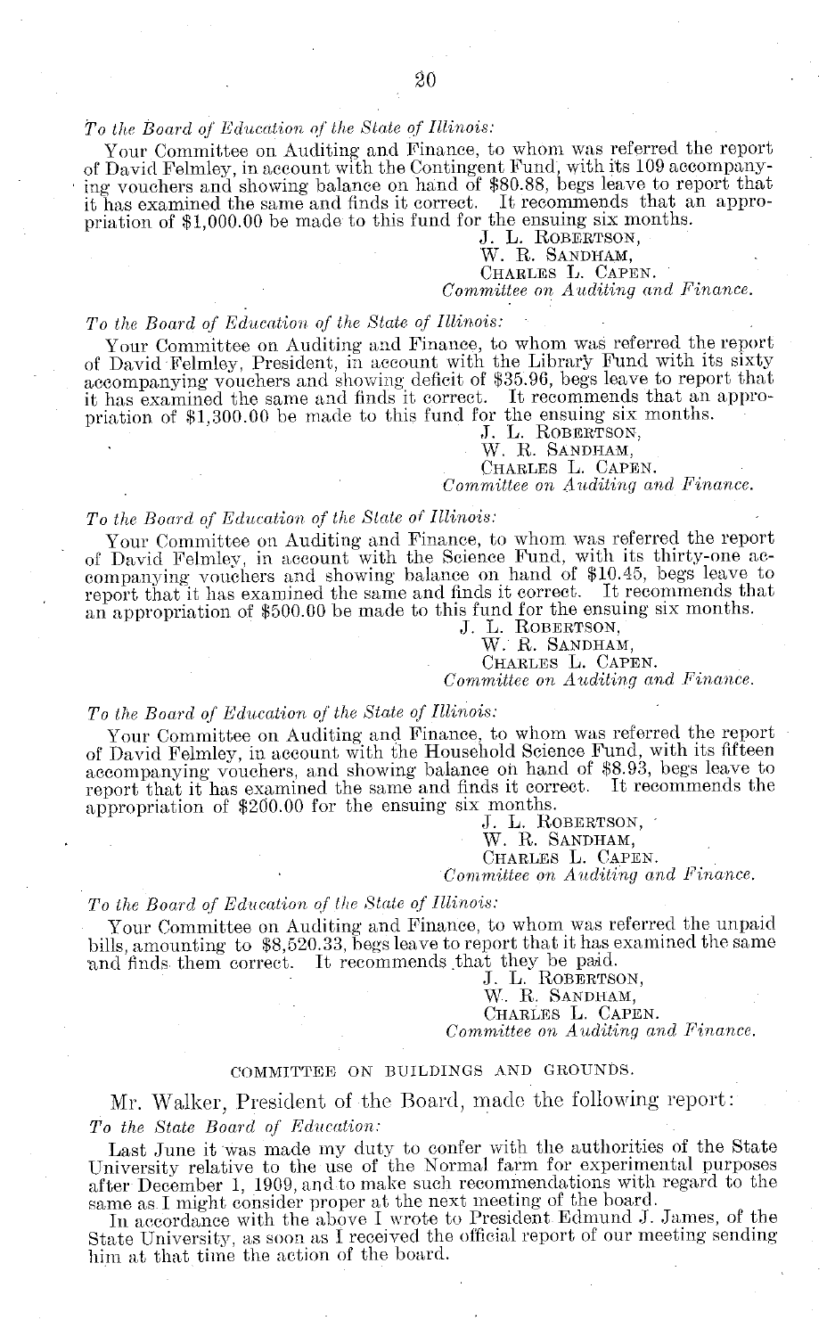*To the Board of Education of the State of Illinois:*

Your Committee on Auditing and Finance, to whom was referred the report of David Felmley, in account with the Contingent Fund, with its 109 accompanying vouchers and showing balance on hand of $80.88, begs leave to report that it has examined the same and finds it correct. It recommends that an appropriation of $1,000.00 be made to this fund for the ensuing six months.

J. L. ROBERTSON,
W. R. SANDHAM,
CHARLES L. CAPEN.
*Committee on Auditing and Finance.*

*To the Board of Education of the State of Illinois:*

Your Committee on Auditing and Finance, to whom was referred the report of David Felmley, President, in account with the Library Fund with its sixty accompanying vouchers and showing deficit of $35.96, begs leave to report that it has examined the same and finds it correct. It recommends that an appropriation of $1,300.00 be made to this fund for the ensuing six months.

J. L. ROBERTSON,
W. R. SANDHAM,
CHARLES L. CAPEN.
*Committee on Auditing and Finance.*

*To the Board of Education of the State of Illinois:*

Your Committee on Auditing and Finance, to whom was referred the report of David Felmley, in account with the Science Fund, with its thirty-one accompanying vouchers and showing balance on hand of $10.45, begs leave to report that it has examined the same and finds it correct. It recommends that an appropriation of $500.00 be made to this fund for the ensuing six months.

J. L. ROBERTSON,
W. R. SANDHAM,
CHARLES L. CAPEN.
*Committee on Auditing and Finance.*

*To the Board of Education of the State of Illinois:*

Your Committee on Auditing and Finance, to whom was referred the report of David Felmley, in account with the Household Science Fund, with its fifteen accompanying vouchers, and showing balance on hand of $8.93, begs leave to report that it has examined the same and finds it correct. It recommends the appropriation of $200.00 for the ensuing six months.

J. L. ROBERTSON,
W. R. SANDHAM,
CHARLES L. CAPEN.
*Committee on Auditing and Finance.*

*To the Board of Education of the State of Illinois:*

Your Committee on Auditing and Finance, to whom was referred the unpaid bills, amounting to $8,520.33, begs leave to report that it has examined the same and finds them correct. It recommends that they be paid.

J. L. ROBERTSON,
W. R. SANDHAM,
CHARLES L. CAPEN.
*Committee on Auditing and Finance.*

## COMMITTEE ON BUILDINGS AND GROUNDS.

Mr. Walker, President of the Board, made the following report:

*To the State Board of Education:*

Last June it was made my duty to confer with the authorities of the State University relative to the use of the Normal farm for experimental purposes after December 1, 1909, and to make such recommendations with regard to the same as I might consider proper at the next meeting of the board.

In accordance with the above I wrote to President Edmund J. James, of the State University, as soon as I received the official report of our meeting sending him at that time the action of the board.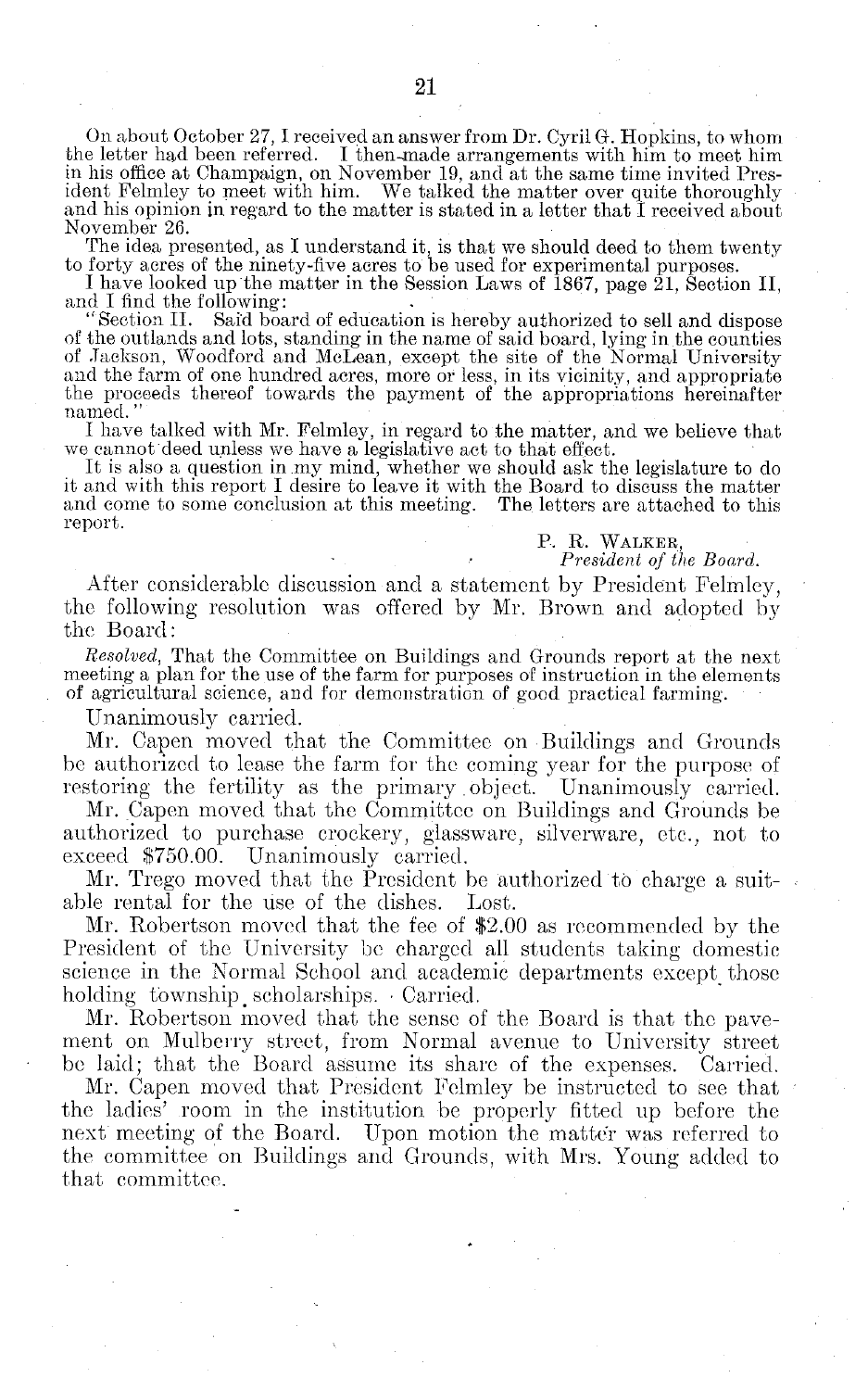On about October 27, I received an answer from Dr. Cyril G. Hopkins, to whom the letter had been referred. I then made arrangements with him to meet him in his office at Champaign, on November 19, and at the same time invited President Felmley to meet with him. We talked the matter over quite thoroughly and his opinion in regard to the matter is stated in a letter that I received about November 26.

The idea presented, as I understand it, is that we should deed to them twenty to forty acres of the ninety-five acres to be used for experimental purposes.

I have looked up the matter in the Session Laws of 1867, page 21, Section II, and I find the following:

"Section II. Said board of education is hereby authorized to sell and dispose of the outlands and lots, standing in the name of said board, lying in the counties of Jackson, Woodford and McLean, except the site of the Normal University and the farm of one hundred acres, more or less, in its vicinity, and appropriate the proceeds thereof towards the payment of the appropriations hereinafter named."

I have talked with Mr. Felmley, in regard to the matter, and we believe that we cannot deed unless we have a legislative act to that effect.

It is also a question in my mind, whether we should ask the legislature to do it and with this report I desire to leave it with the Board to discuss the matter and come to some conclusion at this meeting. The letters are attached to this report.

P. R. WALKER,
*President of the Board.*

After considerable discussion and a statement by President Felmley, the following resolution was offered by Mr. Brown and adopted by the Board:

*Resolved,* That the Committee on Buildings and Grounds report at the next meeting a plan for the use of the farm for purposes of instruction in the elements of agricultural science, and for demonstration of good practical farming.

Unanimously carried.

Mr. Capen moved that the Committee on Buildings and Grounds be authorized to lease the farm for the coming year for the purpose of restoring the fertility as the primary object. Unanimously carried.

Mr. Capen moved that the Committee on Buildings and Grounds be authorized to purchase crockery, glassware, silverware, etc., not to exceed $750.00. Unanimously carried.

Mr. Trego moved that the President be authorized to charge a suitable rental for the use of the dishes. Lost.

Mr. Robertson moved that the fee of $2.00 as recommended by the President of the University be charged all students taking domestic science in the Normal School and academic departments except those holding township scholarships. Carried.

Mr. Robertson moved that the sense of the Board is that the pavement on Mulberry street, from Normal avenue to University street be laid; that the Board assume its share of the expenses. Carried.

Mr. Capen moved that President Felmley be instructed to see that the ladies' room in the institution be properly fitted up before the next meeting of the Board. Upon motion the matter was referred to the committee on Buildings and Grounds, with Mrs. Young added to that committee.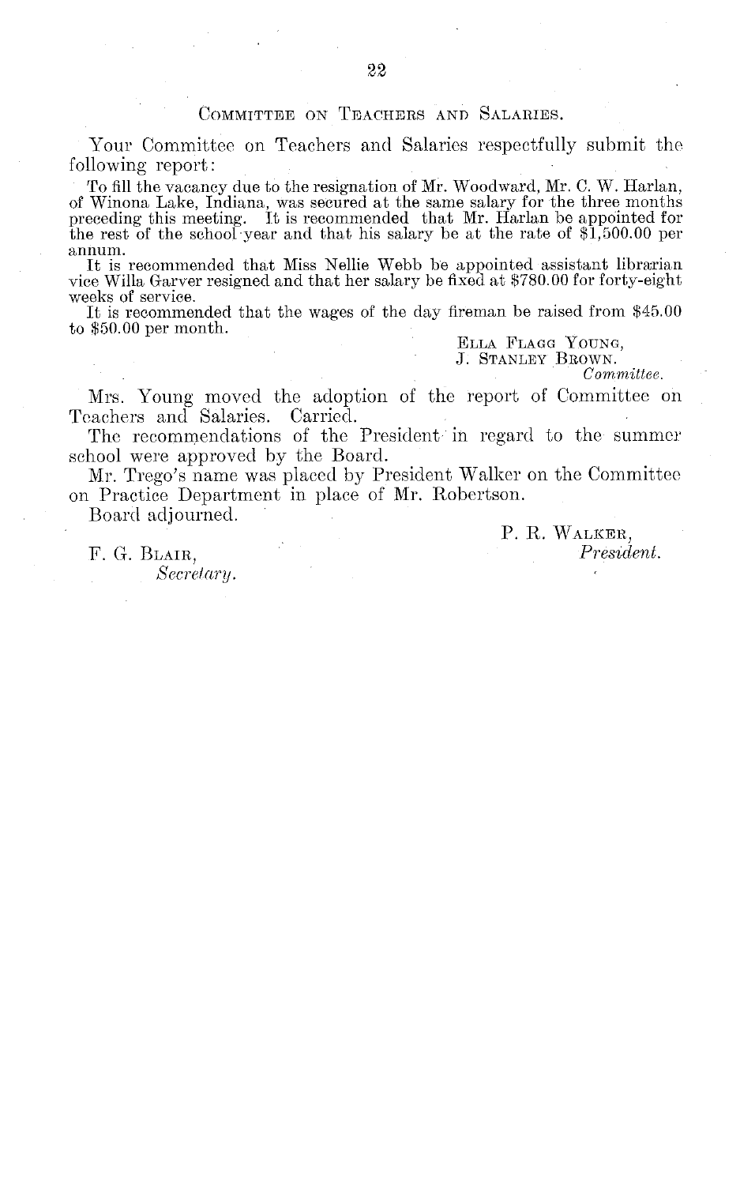## Committee on Teachers and Salaries.

Your Committee on Teachers and Salaries respectfully submit the following report:

To fill the vacancy due to the resignation of Mr. Woodward, Mr. C. W. Harlan, of Winona Lake, Indiana, was secured at the same salary for the three months preceding this meeting. It is recommended that Mr. Harlan be appointed for the rest of the school year and that his salary be at the rate of $1,500.00 per annum.

It is recommended that Miss Nellie Webb be appointed assistant librarian vice Willa Garver resigned and that her salary be fixed at $780.00 for forty-eight weeks of service.

It is recommended that the wages of the day fireman be raised from $45.00 to $50.00 per month.

Ella Flagg Young,
J. Stanley Brown.
*Committee.*

Mrs. Young moved the adoption of the report of Committee on Teachers and Salaries. Carried.

The recommendations of the President in regard to the summer school were approved by the Board.

Mr. Trego's name was placed by President Walker on the Committee on Practice Department in place of Mr. Robertson.

Board adjourned.

P. R. Walker,
*President.*

F. G. Blair,
*Secretary.*